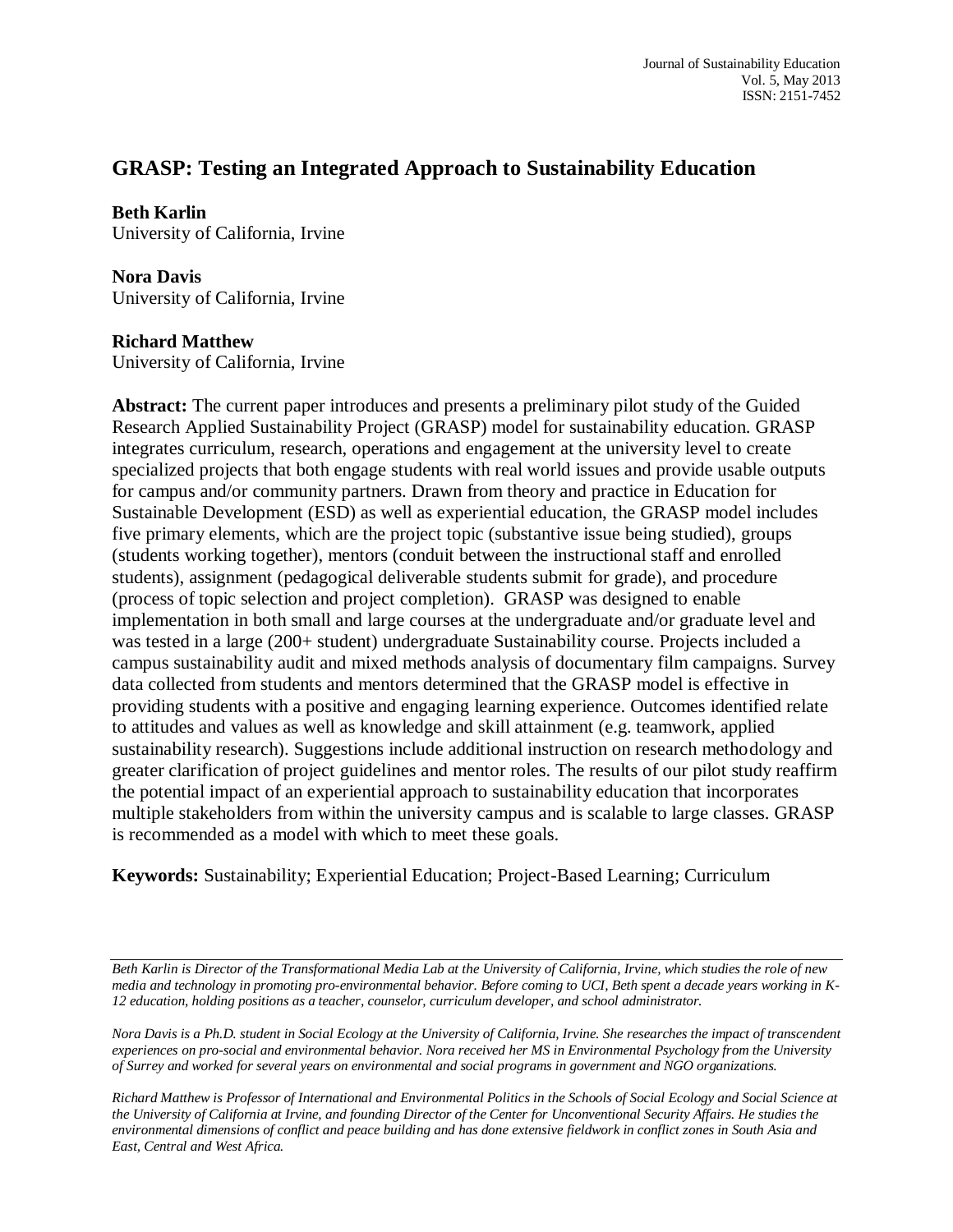# GRASP: Testing an Integrated Approach to Sustainability Education

**Beth Karlin**
University of California, Irvine

**Nora Davis**
University of California, Irvine

**Richard Matthew**
University of California, Irvine

**Abstract:** The current paper introduces and presents a preliminary pilot study of the Guided Research Applied Sustainability Project (GRASP) model for sustainability education. GRASP integrates curriculum, research, operations and engagement at the university level to create specialized projects that both engage students with real world issues and provide usable outputs for campus and/or community partners. Drawn from theory and practice in Education for Sustainable Development (ESD) as well as experiential education, the GRASP model includes five primary elements, which are the project topic (substantive issue being studied), groups (students working together), mentors (conduit between the instructional staff and enrolled students), assignment (pedagogical deliverable students submit for grade), and procedure (process of topic selection and project completion). GRASP was designed to enable implementation in both small and large courses at the undergraduate and/or graduate level and was tested in a large (200+ student) undergraduate Sustainability course. Projects included a campus sustainability audit and mixed methods analysis of documentary film campaigns. Survey data collected from students and mentors determined that the GRASP model is effective in providing students with a positive and engaging learning experience. Outcomes identified relate to attitudes and values as well as knowledge and skill attainment (e.g. teamwork, applied sustainability research). Suggestions include additional instruction on research methodology and greater clarification of project guidelines and mentor roles. The results of our pilot study reaffirm the potential impact of an experiential approach to sustainability education that incorporates multiple stakeholders from within the university campus and is scalable to large classes. GRASP is recommended as a model with which to meet these goals.

**Keywords:** Sustainability; Experiential Education; Project-Based Learning; Curriculum

---

*Beth Karlin is Director of the Transformational Media Lab at the University of California, Irvine, which studies the role of new media and technology in promoting pro-environmental behavior. Before coming to UCI, Beth spent a decade years working in K-12 education, holding positions as a teacher, counselor, curriculum developer, and school administrator.*

*Nora Davis is a Ph.D. student in Social Ecology at the University of California, Irvine. She researches the impact of transcendent experiences on pro-social and environmental behavior. Nora received her MS in Environmental Psychology from the University of Surrey and worked for several years on environmental and social programs in government and NGO organizations.*

*Richard Matthew is Professor of International and Environmental Politics in the Schools of Social Ecology and Social Science at the University of California at Irvine, and founding Director of the Center for Unconventional Security Affairs. He studies the environmental dimensions of conflict and peace building and has done extensive fieldwork in conflict zones in South Asia and East, Central and West Africa.*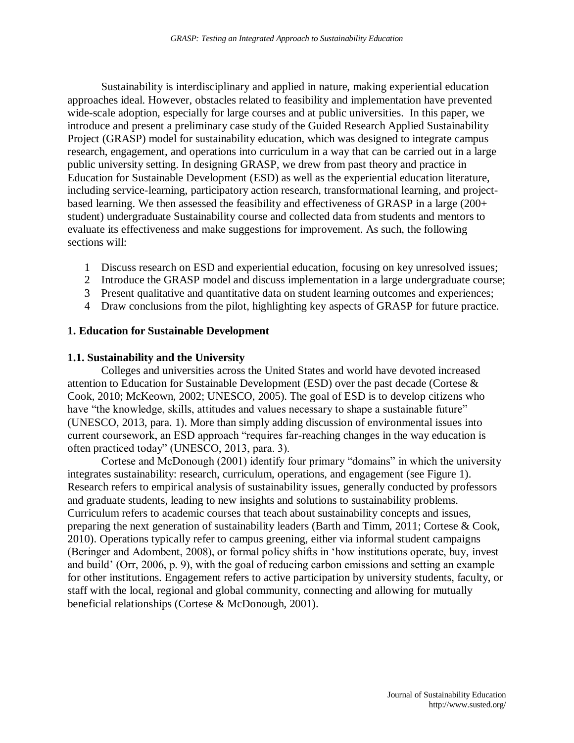Sustainability is interdisciplinary and applied in nature, making experiential education approaches ideal. However, obstacles related to feasibility and implementation have prevented wide-scale adoption, especially for large courses and at public universities. In this paper, we introduce and present a preliminary case study of the Guided Research Applied Sustainability Project (GRASP) model for sustainability education, which was designed to integrate campus research, engagement, and operations into curriculum in a way that can be carried out in a large public university setting. In designing GRASP, we drew from past theory and practice in Education for Sustainable Development (ESD) as well as the experiential education literature, including service-learning, participatory action research, transformational learning, and project-based learning. We then assessed the feasibility and effectiveness of GRASP in a large (200+ student) undergraduate Sustainability course and collected data from students and mentors to evaluate its effectiveness and make suggestions for improvement. As such, the following sections will:

1. Discuss research on ESD and experiential education, focusing on key unresolved issues;
2. Introduce the GRASP model and discuss implementation in a large undergraduate course;
3. Present qualitative and quantitative data on student learning outcomes and experiences;
4. Draw conclusions from the pilot, highlighting key aspects of GRASP for future practice.

## 1. Education for Sustainable Development

### 1.1. Sustainability and the University

Colleges and universities across the United States and world have devoted increased attention to Education for Sustainable Development (ESD) over the past decade (Cortese & Cook, 2010; McKeown, 2002; UNESCO, 2005). The goal of ESD is to develop citizens who have "the knowledge, skills, attitudes and values necessary to shape a sustainable future" (UNESCO, 2013, para. 1). More than simply adding discussion of environmental issues into current coursework, an ESD approach "requires far-reaching changes in the way education is often practiced today" (UNESCO, 2013, para. 3).

Cortese and McDonough (2001) identify four primary "domains" in which the university integrates sustainability: research, curriculum, operations, and engagement (see Figure 1). Research refers to empirical analysis of sustainability issues, generally conducted by professors and graduate students, leading to new insights and solutions to sustainability problems. Curriculum refers to academic courses that teach about sustainability concepts and issues, preparing the next generation of sustainability leaders (Barth and Timm, 2011; Cortese & Cook, 2010). Operations typically refer to campus greening, either via informal student campaigns (Beringer and Adombent, 2008), or formal policy shifts in 'how institutions operate, buy, invest and build' (Orr, 2006, p. 9), with the goal of reducing carbon emissions and setting an example for other institutions. Engagement refers to active participation by university students, faculty, or staff with the local, regional and global community, connecting and allowing for mutually beneficial relationships (Cortese & McDonough, 2001).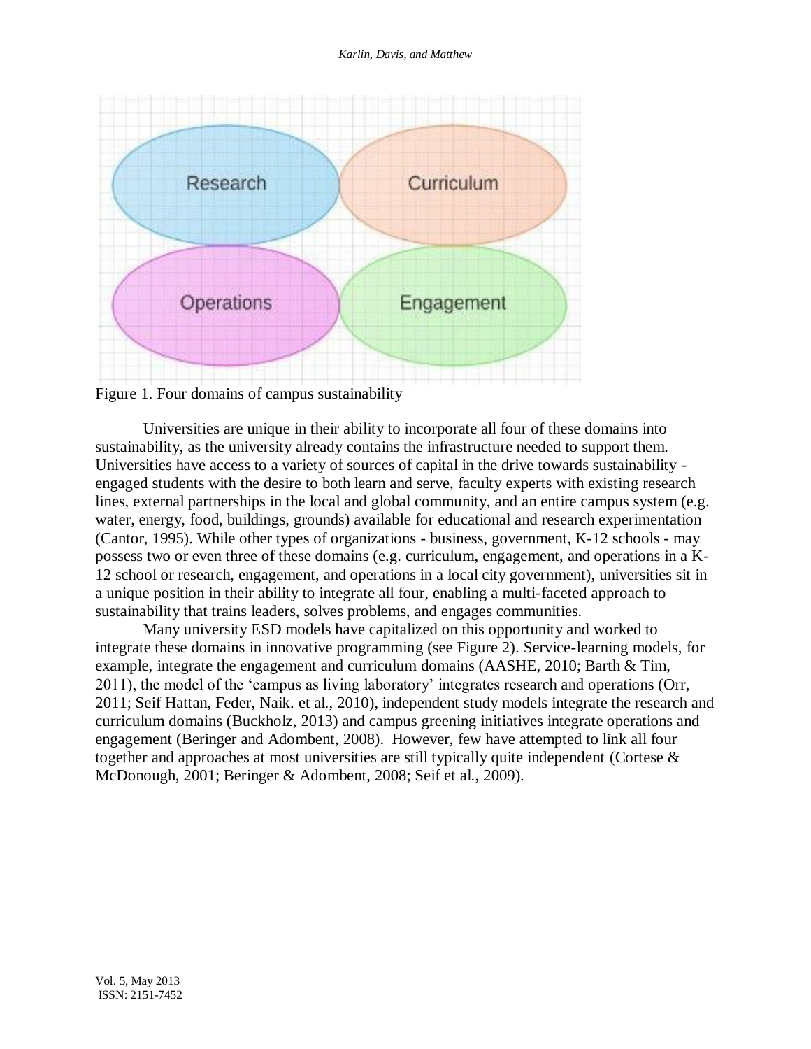Figure 1. Four domains of campus sustainability

Universities are unique in their ability to incorporate all four of these domains into sustainability, as the university already contains the infrastructure needed to support them. Universities have access to a variety of sources of capital in the drive towards sustainability - engaged students with the desire to both learn and serve, faculty experts with existing research lines, external partnerships in the local and global community, and an entire campus system (e.g. water, energy, food, buildings, grounds) available for educational and research experimentation (Cantor, 1995). While other types of organizations - business, government, K-12 schools - may possess two or even three of these domains (e.g. curriculum, engagement, and operations in a K-12 school or research, engagement, and operations in a local city government), universities sit in a unique position in their ability to integrate all four, enabling a multi-faceted approach to sustainability that trains leaders, solves problems, and engages communities.

Many university ESD models have capitalized on this opportunity and worked to integrate these domains in innovative programming (see Figure 2). Service-learning models, for example, integrate the engagement and curriculum domains (AASHE, 2010; Barth & Tim, 2011), the model of the 'campus as living laboratory' integrates research and operations (Orr, 2011; Seif Hattan, Feder, Naik. et al., 2010), independent study models integrate the research and curriculum domains (Buckholz, 2013) and campus greening initiatives integrate operations and engagement (Beringer and Adombent, 2008). However, few have attempted to link all four together and approaches at most universities are still typically quite independent (Cortese & McDonough, 2001; Beringer & Adombent, 2008; Seif et al., 2009).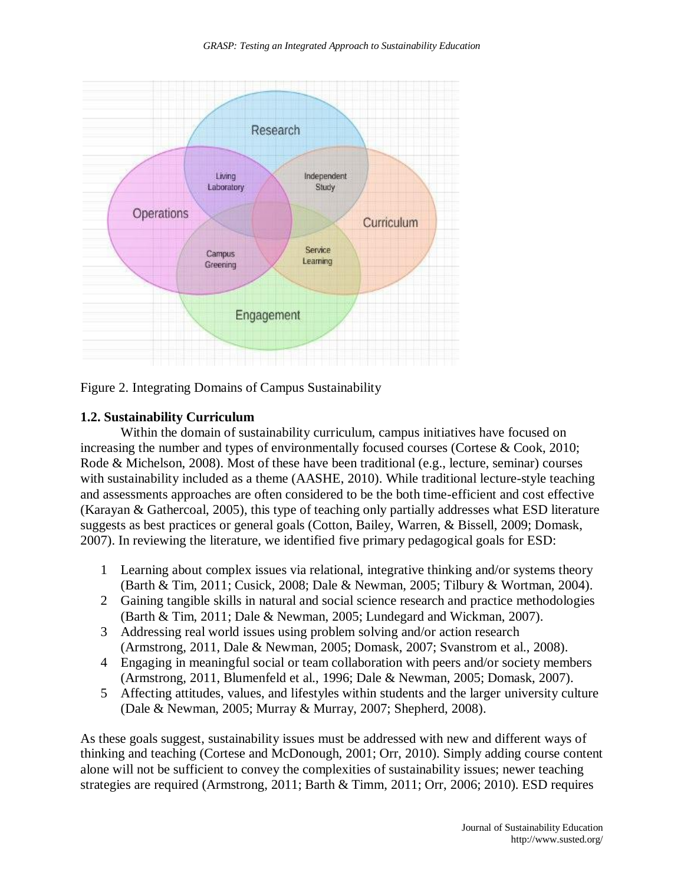Figure 2. Integrating Domains of Campus Sustainability

### 1.2. Sustainability Curriculum

Within the domain of sustainability curriculum, campus initiatives have focused on increasing the number and types of environmentally focused courses (Cortese & Cook, 2010; Rode & Michelson, 2008). Most of these have been traditional (e.g., lecture, seminar) courses with sustainability included as a theme (AASHE, 2010). While traditional lecture-style teaching and assessments approaches are often considered to be the both time-efficient and cost effective (Karayan & Gathercoal, 2005), this type of teaching only partially addresses what ESD literature suggests as best practices or general goals (Cotton, Bailey, Warren, & Bissell, 2009; Domask, 2007). In reviewing the literature, we identified five primary pedagogical goals for ESD:

1. Learning about complex issues via relational, integrative thinking and/or systems theory (Barth & Tim, 2011; Cusick, 2008; Dale & Newman, 2005; Tilbury & Wortman, 2004).
2. Gaining tangible skills in natural and social science research and practice methodologies (Barth & Tim, 2011; Dale & Newman, 2005; Lundegard and Wickman, 2007).
3. Addressing real world issues using problem solving and/or action research (Armstrong, 2011, Dale & Newman, 2005; Domask, 2007; Svanstrom et al., 2008).
4. Engaging in meaningful social or team collaboration with peers and/or society members (Armstrong, 2011, Blumenfeld et al., 1996; Dale & Newman, 2005; Domask, 2007).
5. Affecting attitudes, values, and lifestyles within students and the larger university culture (Dale & Newman, 2005; Murray & Murray, 2007; Shepherd, 2008).

As these goals suggest, sustainability issues must be addressed with new and different ways of thinking and teaching (Cortese and McDonough, 2001; Orr, 2010). Simply adding course content alone will not be sufficient to convey the complexities of sustainability issues; newer teaching strategies are required (Armstrong, 2011; Barth & Timm, 2011; Orr, 2006; 2010). ESD requires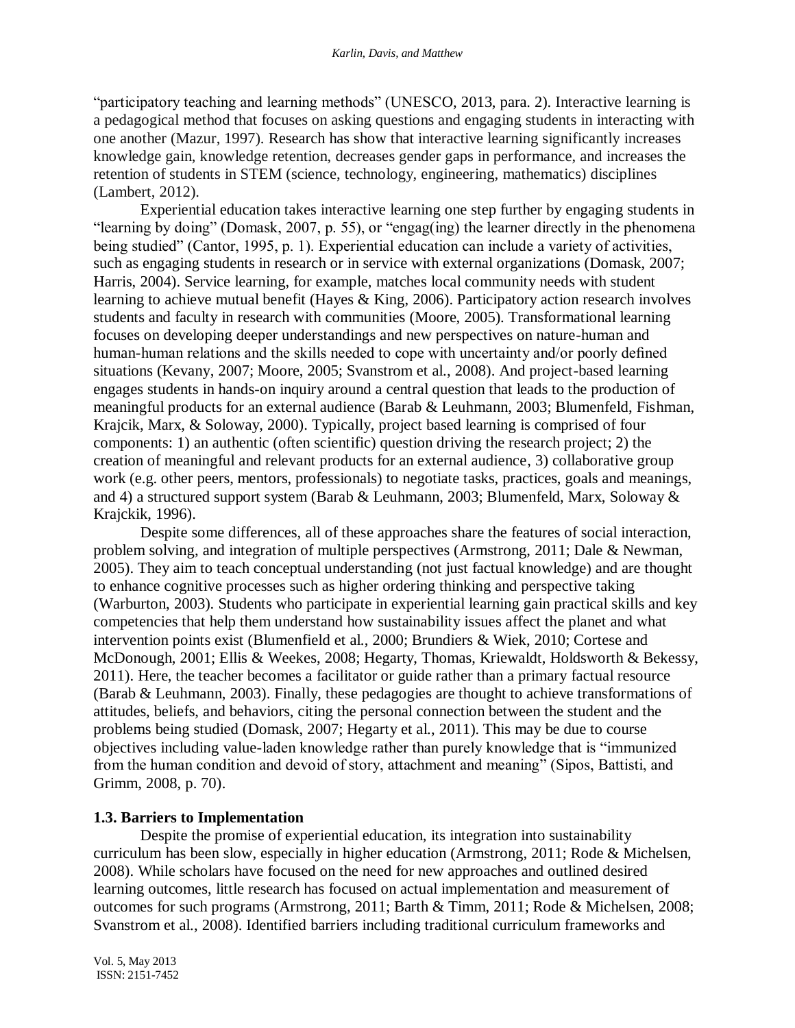"participatory teaching and learning methods" (UNESCO, 2013, para. 2). Interactive learning is a pedagogical method that focuses on asking questions and engaging students in interacting with one another (Mazur, 1997). Research has show that interactive learning significantly increases knowledge gain, knowledge retention, decreases gender gaps in performance, and increases the retention of students in STEM (science, technology, engineering, mathematics) disciplines (Lambert, 2012).

Experiential education takes interactive learning one step further by engaging students in "learning by doing" (Domask, 2007, p. 55), or "engag(ing) the learner directly in the phenomena being studied" (Cantor, 1995, p. 1). Experiential education can include a variety of activities, such as engaging students in research or in service with external organizations (Domask, 2007; Harris, 2004). Service learning, for example, matches local community needs with student learning to achieve mutual benefit (Hayes & King, 2006). Participatory action research involves students and faculty in research with communities (Moore, 2005). Transformational learning focuses on developing deeper understandings and new perspectives on nature-human and human-human relations and the skills needed to cope with uncertainty and/or poorly defined situations (Kevany, 2007; Moore, 2005; Svanstrom et al., 2008). And project-based learning engages students in hands-on inquiry around a central question that leads to the production of meaningful products for an external audience (Barab & Leuhmann, 2003; Blumenfeld, Fishman, Krajcik, Marx, & Soloway, 2000). Typically, project based learning is comprised of four components: 1) an authentic (often scientific) question driving the research project; 2) the creation of meaningful and relevant products for an external audience, 3) collaborative group work (e.g. other peers, mentors, professionals) to negotiate tasks, practices, goals and meanings, and 4) a structured support system (Barab & Leuhmann, 2003; Blumenfeld, Marx, Soloway & Krajckik, 1996).

Despite some differences, all of these approaches share the features of social interaction, problem solving, and integration of multiple perspectives (Armstrong, 2011; Dale & Newman, 2005). They aim to teach conceptual understanding (not just factual knowledge) and are thought to enhance cognitive processes such as higher ordering thinking and perspective taking (Warburton, 2003). Students who participate in experiential learning gain practical skills and key competencies that help them understand how sustainability issues affect the planet and what intervention points exist (Blumenfield et al., 2000; Brundiers & Wiek, 2010; Cortese and McDonough, 2001; Ellis & Weekes, 2008; Hegarty, Thomas, Kriewaldt, Holdsworth & Bekessy, 2011). Here, the teacher becomes a facilitator or guide rather than a primary factual resource (Barab & Leuhmann, 2003). Finally, these pedagogies are thought to achieve transformations of attitudes, beliefs, and behaviors, citing the personal connection between the student and the problems being studied (Domask, 2007; Hegarty et al., 2011). This may be due to course objectives including value-laden knowledge rather than purely knowledge that is "immunized from the human condition and devoid of story, attachment and meaning" (Sipos, Battisti, and Grimm, 2008, p. 70).

### 1.3. Barriers to Implementation

Despite the promise of experiential education, its integration into sustainability curriculum has been slow, especially in higher education (Armstrong, 2011; Rode & Michelsen, 2008). While scholars have focused on the need for new approaches and outlined desired learning outcomes, little research has focused on actual implementation and measurement of outcomes for such programs (Armstrong, 2011; Barth & Timm, 2011; Rode & Michelsen, 2008; Svanstrom et al., 2008). Identified barriers including traditional curriculum frameworks and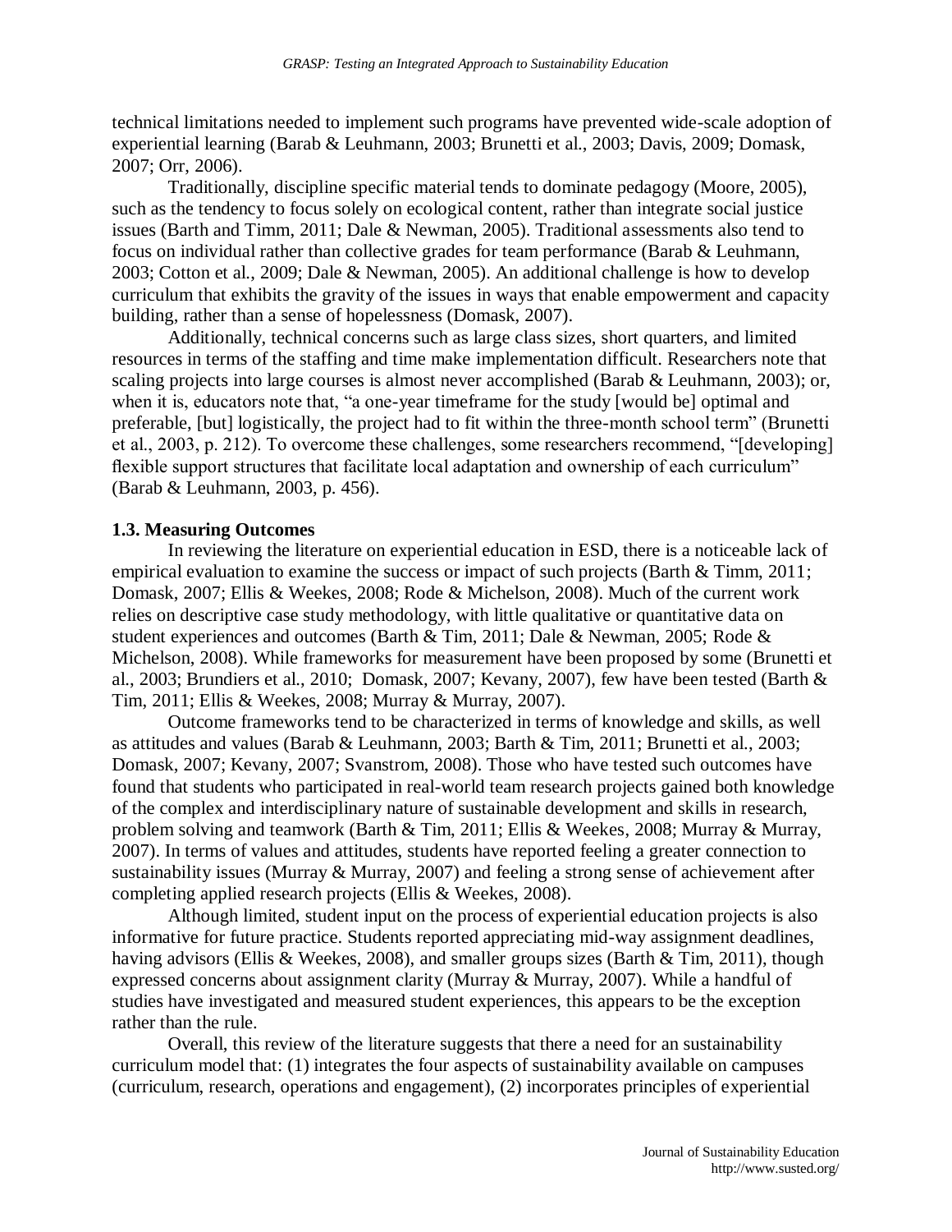technical limitations needed to implement such programs have prevented wide-scale adoption of experiential learning (Barab & Leuhmann, 2003; Brunetti et al., 2003; Davis, 2009; Domask, 2007; Orr, 2006).

Traditionally, discipline specific material tends to dominate pedagogy (Moore, 2005), such as the tendency to focus solely on ecological content, rather than integrate social justice issues (Barth and Timm, 2011; Dale & Newman, 2005). Traditional assessments also tend to focus on individual rather than collective grades for team performance (Barab & Leuhmann, 2003; Cotton et al., 2009; Dale & Newman, 2005). An additional challenge is how to develop curriculum that exhibits the gravity of the issues in ways that enable empowerment and capacity building, rather than a sense of hopelessness (Domask, 2007).

Additionally, technical concerns such as large class sizes, short quarters, and limited resources in terms of the staffing and time make implementation difficult. Researchers note that scaling projects into large courses is almost never accomplished (Barab & Leuhmann, 2003); or, when it is, educators note that, "a one-year timeframe for the study [would be] optimal and preferable, [but] logistically, the project had to fit within the three-month school term" (Brunetti et al., 2003, p. 212). To overcome these challenges, some researchers recommend, "[developing] flexible support structures that facilitate local adaptation and ownership of each curriculum" (Barab & Leuhmann, 2003, p. 456).

### 1.3. Measuring Outcomes

In reviewing the literature on experiential education in ESD, there is a noticeable lack of empirical evaluation to examine the success or impact of such projects (Barth & Timm, 2011; Domask, 2007; Ellis & Weekes, 2008; Rode & Michelson, 2008). Much of the current work relies on descriptive case study methodology, with little qualitative or quantitative data on student experiences and outcomes (Barth & Tim, 2011; Dale & Newman, 2005; Rode & Michelson, 2008). While frameworks for measurement have been proposed by some (Brunetti et al., 2003; Brundiers et al., 2010; Domask, 2007; Kevany, 2007), few have been tested (Barth & Tim, 2011; Ellis & Weekes, 2008; Murray & Murray, 2007).

Outcome frameworks tend to be characterized in terms of knowledge and skills, as well as attitudes and values (Barab & Leuhmann, 2003; Barth & Tim, 2011; Brunetti et al., 2003; Domask, 2007; Kevany, 2007; Svanstrom, 2008). Those who have tested such outcomes have found that students who participated in real-world team research projects gained both knowledge of the complex and interdisciplinary nature of sustainable development and skills in research, problem solving and teamwork (Barth & Tim, 2011; Ellis & Weekes, 2008; Murray & Murray, 2007). In terms of values and attitudes, students have reported feeling a greater connection to sustainability issues (Murray & Murray, 2007) and feeling a strong sense of achievement after completing applied research projects (Ellis & Weekes, 2008).

Although limited, student input on the process of experiential education projects is also informative for future practice. Students reported appreciating mid-way assignment deadlines, having advisors (Ellis & Weekes, 2008), and smaller groups sizes (Barth & Tim, 2011), though expressed concerns about assignment clarity (Murray & Murray, 2007). While a handful of studies have investigated and measured student experiences, this appears to be the exception rather than the rule.

Overall, this review of the literature suggests that there a need for an sustainability curriculum model that: (1) integrates the four aspects of sustainability available on campuses (curriculum, research, operations and engagement), (2) incorporates principles of experiential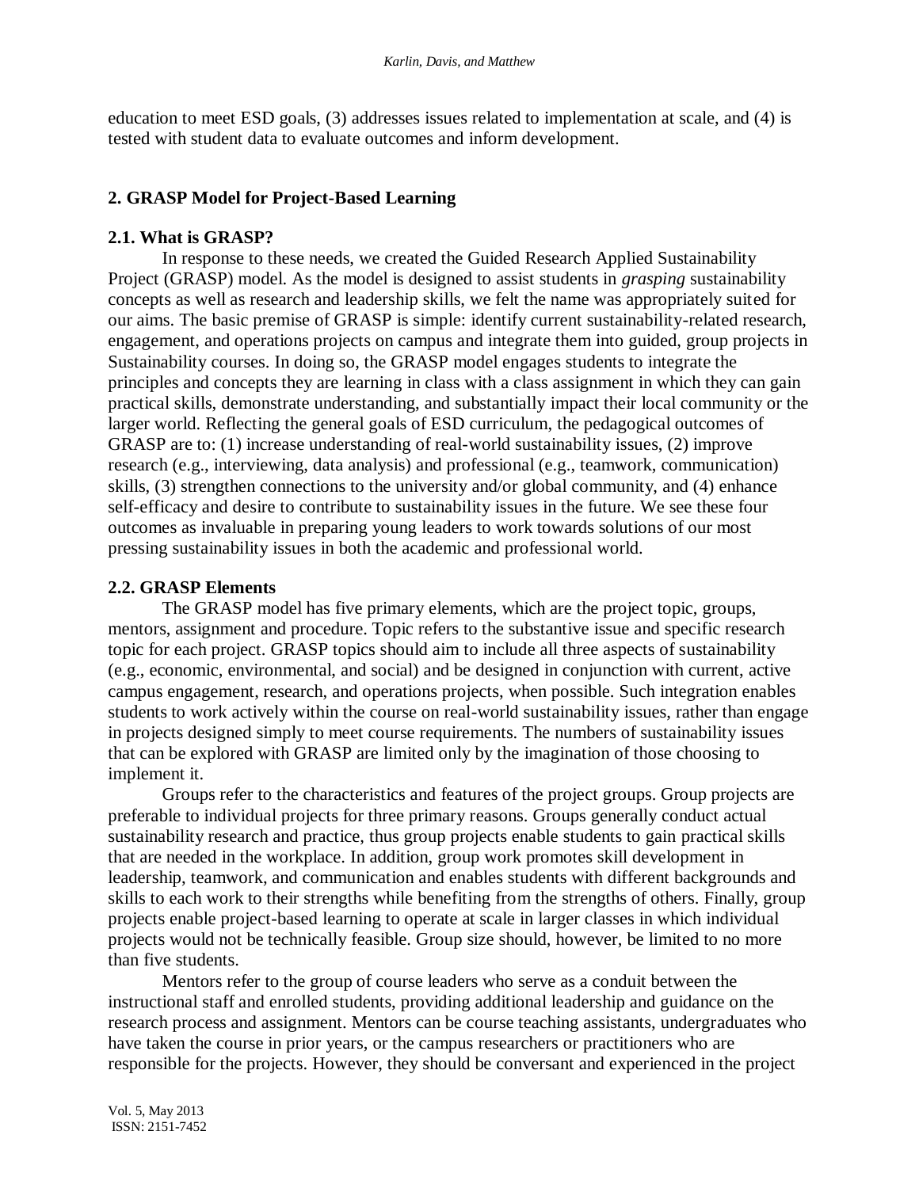education to meet ESD goals, (3) addresses issues related to implementation at scale, and (4) is tested with student data to evaluate outcomes and inform development.

## 2. GRASP Model for Project-Based Learning

### 2.1. What is GRASP?

In response to these needs, we created the Guided Research Applied Sustainability Project (GRASP) model. As the model is designed to assist students in *grasping* sustainability concepts as well as research and leadership skills, we felt the name was appropriately suited for our aims. The basic premise of GRASP is simple: identify current sustainability-related research, engagement, and operations projects on campus and integrate them into guided, group projects in Sustainability courses. In doing so, the GRASP model engages students to integrate the principles and concepts they are learning in class with a class assignment in which they can gain practical skills, demonstrate understanding, and substantially impact their local community or the larger world. Reflecting the general goals of ESD curriculum, the pedagogical outcomes of GRASP are to: (1) increase understanding of real-world sustainability issues, (2) improve research (e.g., interviewing, data analysis) and professional (e.g., teamwork, communication) skills, (3) strengthen connections to the university and/or global community, and (4) enhance self-efficacy and desire to contribute to sustainability issues in the future. We see these four outcomes as invaluable in preparing young leaders to work towards solutions of our most pressing sustainability issues in both the academic and professional world.

### 2.2. GRASP Elements

The GRASP model has five primary elements, which are the project topic, groups, mentors, assignment and procedure. Topic refers to the substantive issue and specific research topic for each project. GRASP topics should aim to include all three aspects of sustainability (e.g., economic, environmental, and social) and be designed in conjunction with current, active campus engagement, research, and operations projects, when possible. Such integration enables students to work actively within the course on real-world sustainability issues, rather than engage in projects designed simply to meet course requirements. The numbers of sustainability issues that can be explored with GRASP are limited only by the imagination of those choosing to implement it.

Groups refer to the characteristics and features of the project groups. Group projects are preferable to individual projects for three primary reasons. Groups generally conduct actual sustainability research and practice, thus group projects enable students to gain practical skills that are needed in the workplace. In addition, group work promotes skill development in leadership, teamwork, and communication and enables students with different backgrounds and skills to each work to their strengths while benefiting from the strengths of others. Finally, group projects enable project-based learning to operate at scale in larger classes in which individual projects would not be technically feasible. Group size should, however, be limited to no more than five students.

Mentors refer to the group of course leaders who serve as a conduit between the instructional staff and enrolled students, providing additional leadership and guidance on the research process and assignment. Mentors can be course teaching assistants, undergraduates who have taken the course in prior years, or the campus researchers or practitioners who are responsible for the projects. However, they should be conversant and experienced in the project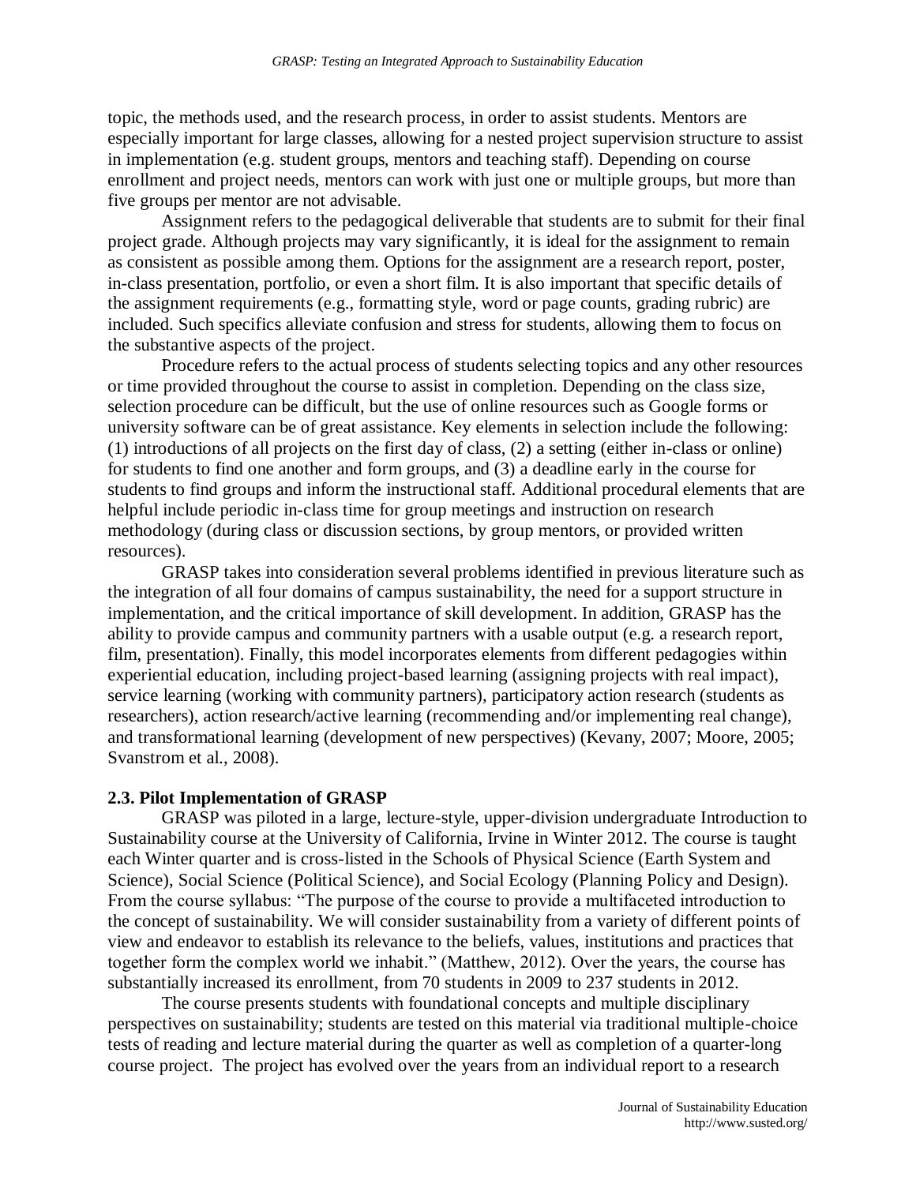topic, the methods used, and the research process, in order to assist students. Mentors are especially important for large classes, allowing for a nested project supervision structure to assist in implementation (e.g. student groups, mentors and teaching staff). Depending on course enrollment and project needs, mentors can work with just one or multiple groups, but more than five groups per mentor are not advisable.

Assignment refers to the pedagogical deliverable that students are to submit for their final project grade. Although projects may vary significantly, it is ideal for the assignment to remain as consistent as possible among them. Options for the assignment are a research report, poster, in-class presentation, portfolio, or even a short film. It is also important that specific details of the assignment requirements (e.g., formatting style, word or page counts, grading rubric) are included. Such specifics alleviate confusion and stress for students, allowing them to focus on the substantive aspects of the project.

Procedure refers to the actual process of students selecting topics and any other resources or time provided throughout the course to assist in completion. Depending on the class size, selection procedure can be difficult, but the use of online resources such as Google forms or university software can be of great assistance. Key elements in selection include the following: (1) introductions of all projects on the first day of class, (2) a setting (either in-class or online) for students to find one another and form groups, and (3) a deadline early in the course for students to find groups and inform the instructional staff. Additional procedural elements that are helpful include periodic in-class time for group meetings and instruction on research methodology (during class or discussion sections, by group mentors, or provided written resources).

GRASP takes into consideration several problems identified in previous literature such as the integration of all four domains of campus sustainability, the need for a support structure in implementation, and the critical importance of skill development. In addition, GRASP has the ability to provide campus and community partners with a usable output (e.g. a research report, film, presentation). Finally, this model incorporates elements from different pedagogies within experiential education, including project-based learning (assigning projects with real impact), service learning (working with community partners), participatory action research (students as researchers), action research/active learning (recommending and/or implementing real change), and transformational learning (development of new perspectives) (Kevany, 2007; Moore, 2005; Svanstrom et al., 2008).

### 2.3. Pilot Implementation of GRASP

GRASP was piloted in a large, lecture-style, upper-division undergraduate Introduction to Sustainability course at the University of California, Irvine in Winter 2012. The course is taught each Winter quarter and is cross-listed in the Schools of Physical Science (Earth System and Science), Social Science (Political Science), and Social Ecology (Planning Policy and Design). From the course syllabus: "The purpose of the course to provide a multifaceted introduction to the concept of sustainability. We will consider sustainability from a variety of different points of view and endeavor to establish its relevance to the beliefs, values, institutions and practices that together form the complex world we inhabit." (Matthew, 2012). Over the years, the course has substantially increased its enrollment, from 70 students in 2009 to 237 students in 2012.

The course presents students with foundational concepts and multiple disciplinary perspectives on sustainability; students are tested on this material via traditional multiple-choice tests of reading and lecture material during the quarter as well as completion of a quarter-long course project. The project has evolved over the years from an individual report to a research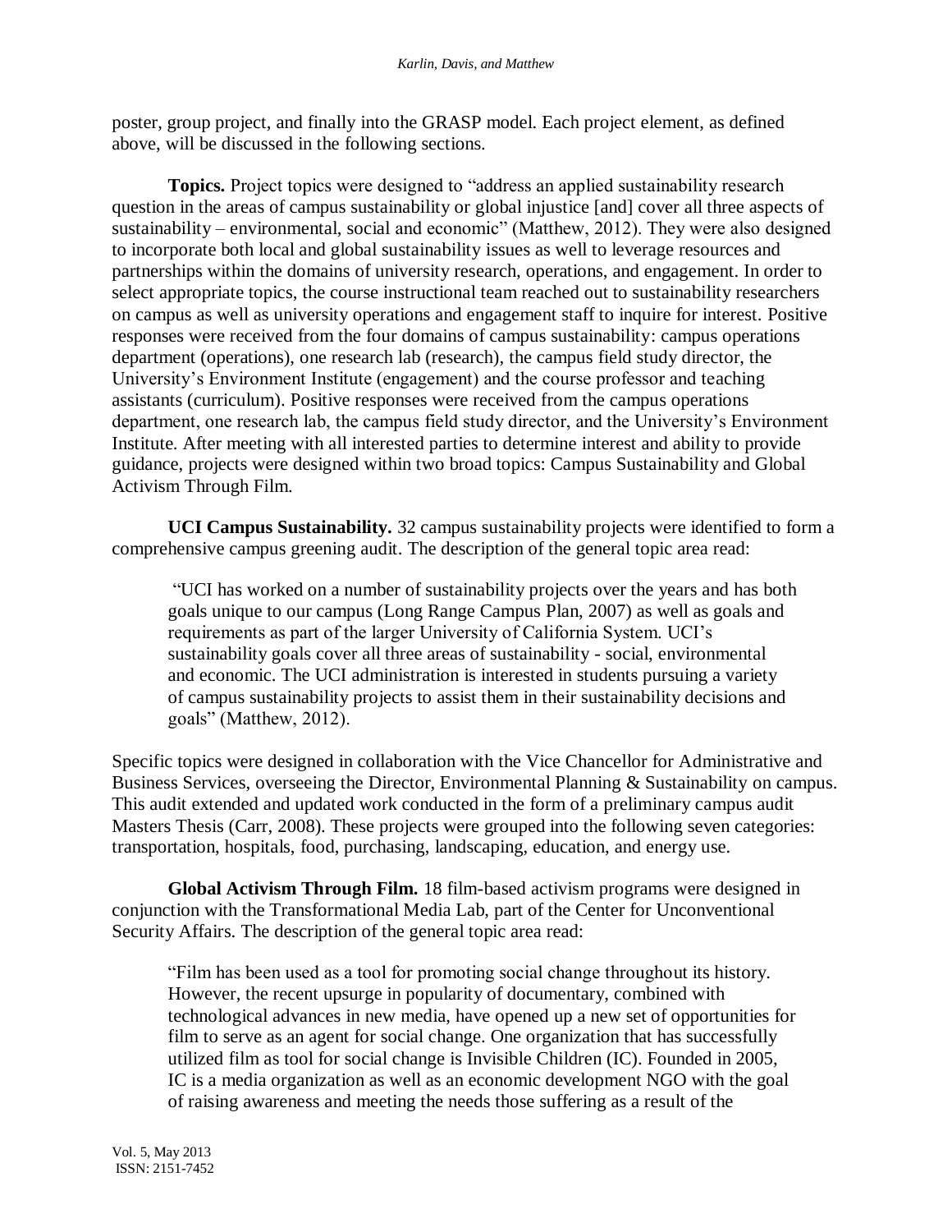poster, group project, and finally into the GRASP model. Each project element, as defined above, will be discussed in the following sections.

**Topics.** Project topics were designed to "address an applied sustainability research question in the areas of campus sustainability or global injustice [and] cover all three aspects of sustainability – environmental, social and economic" (Matthew, 2012). They were also designed to incorporate both local and global sustainability issues as well to leverage resources and partnerships within the domains of university research, operations, and engagement. In order to select appropriate topics, the course instructional team reached out to sustainability researchers on campus as well as university operations and engagement staff to inquire for interest. Positive responses were received from the four domains of campus sustainability: campus operations department (operations), one research lab (research), the campus field study director, the University's Environment Institute (engagement) and the course professor and teaching assistants (curriculum). Positive responses were received from the campus operations department, one research lab, the campus field study director, and the University's Environment Institute. After meeting with all interested parties to determine interest and ability to provide guidance, projects were designed within two broad topics: Campus Sustainability and Global Activism Through Film.

**UCI Campus Sustainability.** 32 campus sustainability projects were identified to form a comprehensive campus greening audit. The description of the general topic area read:

> "UCI has worked on a number of sustainability projects over the years and has both goals unique to our campus (Long Range Campus Plan, 2007) as well as goals and requirements as part of the larger University of California System. UCI's sustainability goals cover all three areas of sustainability - social, environmental and economic. The UCI administration is interested in students pursuing a variety of campus sustainability projects to assist them in their sustainability decisions and goals" (Matthew, 2012).

Specific topics were designed in collaboration with the Vice Chancellor for Administrative and Business Services, overseeing the Director, Environmental Planning & Sustainability on campus. This audit extended and updated work conducted in the form of a preliminary campus audit Masters Thesis (Carr, 2008). These projects were grouped into the following seven categories: transportation, hospitals, food, purchasing, landscaping, education, and energy use.

**Global Activism Through Film.** 18 film-based activism programs were designed in conjunction with the Transformational Media Lab, part of the Center for Unconventional Security Affairs. The description of the general topic area read:

> "Film has been used as a tool for promoting social change throughout its history. However, the recent upsurge in popularity of documentary, combined with technological advances in new media, have opened up a new set of opportunities for film to serve as an agent for social change. One organization that has successfully utilized film as tool for social change is Invisible Children (IC). Founded in 2005, IC is a media organization as well as an economic development NGO with the goal of raising awareness and meeting the needs those suffering as a result of the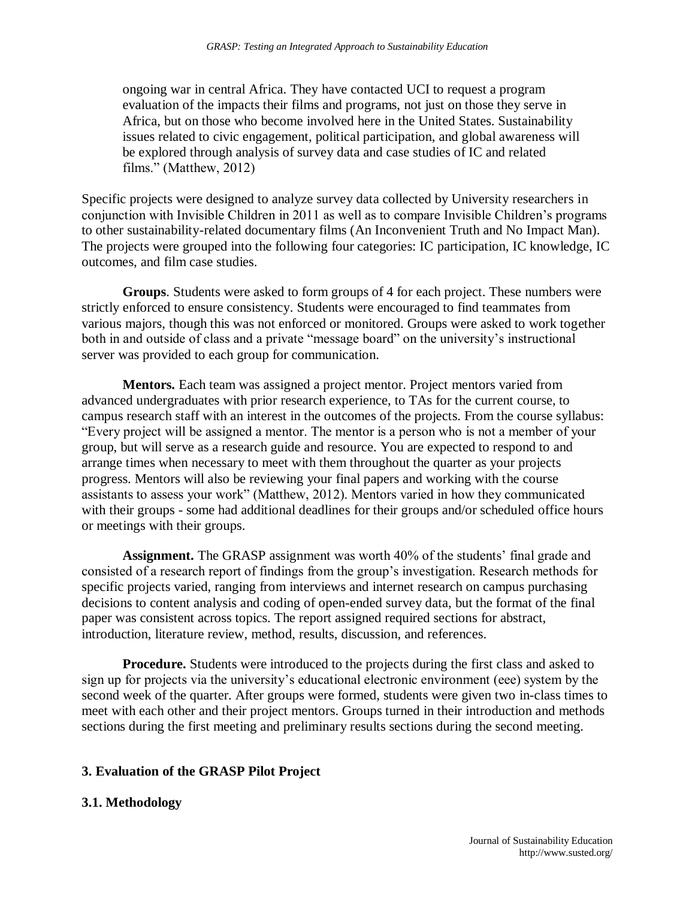ongoing war in central Africa. They have contacted UCI to request a program evaluation of the impacts their films and programs, not just on those they serve in Africa, but on those who become involved here in the United States. Sustainability issues related to civic engagement, political participation, and global awareness will be explored through analysis of survey data and case studies of IC and related films." (Matthew, 2012)

Specific projects were designed to analyze survey data collected by University researchers in conjunction with Invisible Children in 2011 as well as to compare Invisible Children's programs to other sustainability-related documentary films (An Inconvenient Truth and No Impact Man). The projects were grouped into the following four categories: IC participation, IC knowledge, IC outcomes, and film case studies.

**Groups**. Students were asked to form groups of 4 for each project. These numbers were strictly enforced to ensure consistency. Students were encouraged to find teammates from various majors, though this was not enforced or monitored. Groups were asked to work together both in and outside of class and a private "message board" on the university's instructional server was provided to each group for communication.

**Mentors.** Each team was assigned a project mentor. Project mentors varied from advanced undergraduates with prior research experience, to TAs for the current course, to campus research staff with an interest in the outcomes of the projects. From the course syllabus: "Every project will be assigned a mentor. The mentor is a person who is not a member of your group, but will serve as a research guide and resource. You are expected to respond to and arrange times when necessary to meet with them throughout the quarter as your projects progress. Mentors will also be reviewing your final papers and working with the course assistants to assess your work" (Matthew, 2012). Mentors varied in how they communicated with their groups - some had additional deadlines for their groups and/or scheduled office hours or meetings with their groups.

**Assignment.** The GRASP assignment was worth 40% of the students' final grade and consisted of a research report of findings from the group's investigation. Research methods for specific projects varied, ranging from interviews and internet research on campus purchasing decisions to content analysis and coding of open-ended survey data, but the format of the final paper was consistent across topics. The report assigned required sections for abstract, introduction, literature review, method, results, discussion, and references.

**Procedure.** Students were introduced to the projects during the first class and asked to sign up for projects via the university's educational electronic environment (eee) system by the second week of the quarter. After groups were formed, students were given two in-class times to meet with each other and their project mentors. Groups turned in their introduction and methods sections during the first meeting and preliminary results sections during the second meeting.

## 3. Evaluation of the GRASP Pilot Project

### 3.1. Methodology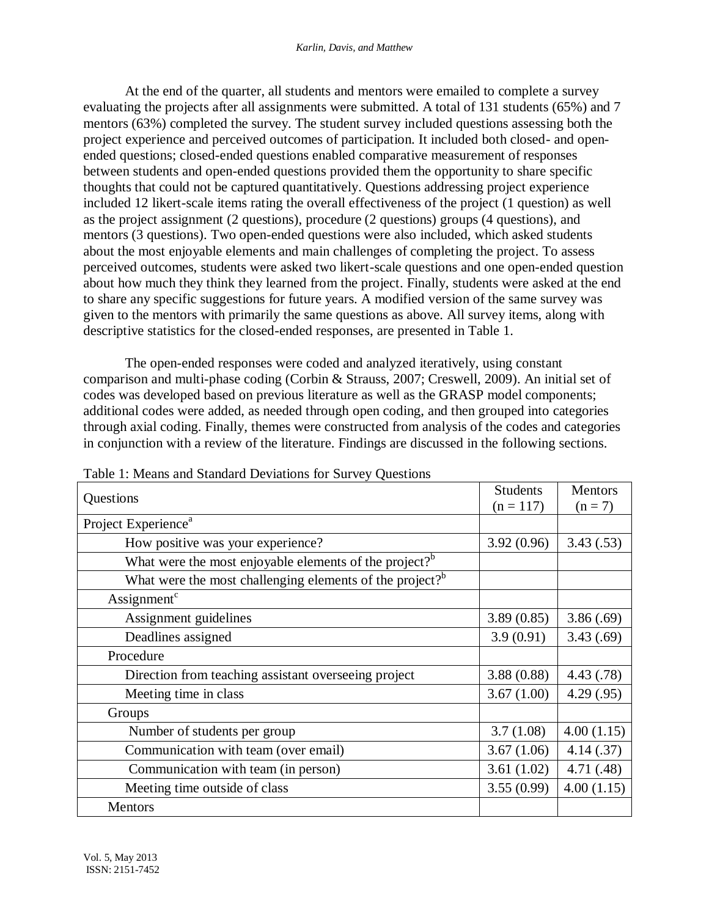At the end of the quarter, all students and mentors were emailed to complete a survey evaluating the projects after all assignments were submitted. A total of 131 students (65%) and 7 mentors (63%) completed the survey. The student survey included questions assessing both the project experience and perceived outcomes of participation. It included both closed- and open-ended questions; closed-ended questions enabled comparative measurement of responses between students and open-ended questions provided them the opportunity to share specific thoughts that could not be captured quantitatively. Questions addressing project experience included 12 likert-scale items rating the overall effectiveness of the project (1 question) as well as the project assignment (2 questions), procedure (2 questions) groups (4 questions), and mentors (3 questions). Two open-ended questions were also included, which asked students about the most enjoyable elements and main challenges of completing the project. To assess perceived outcomes, students were asked two likert-scale questions and one open-ended question about how much they think they learned from the project. Finally, students were asked at the end to share any specific suggestions for future years. A modified version of the same survey was given to the mentors with primarily the same questions as above. All survey items, along with descriptive statistics for the closed-ended responses, are presented in Table 1.

The open-ended responses were coded and analyzed iteratively, using constant comparison and multi-phase coding (Corbin & Strauss, 2007; Creswell, 2009). An initial set of codes was developed based on previous literature as well as the GRASP model components; additional codes were added, as needed through open coding, and then grouped into categories through axial coding. Finally, themes were constructed from analysis of the codes and categories in conjunction with a review of the literature. Findings are discussed in the following sections.

Table 1: Means and Standard Deviations for Survey Questions

| Questions | Students (n = 117) | Mentors (n = 7) |
|---|---|---|
| Project Experience[a] | | |
| How positive was your experience? | 3.92 (0.96) | 3.43 (.53) |
| What were the most enjoyable elements of the project?[b] | | |
| What were the most challenging elements of the project?[b] | | |
| Assignment[c] | | |
| Assignment guidelines | 3.89 (0.85) | 3.86 (.69) |
| Deadlines assigned | 3.9 (0.91) | 3.43 (.69) |
| Procedure | | |
| Direction from teaching assistant overseeing project | 3.88 (0.88) | 4.43 (.78) |
| Meeting time in class | 3.67 (1.00) | 4.29 (.95) |
| Groups | | |
| Number of students per group | 3.7 (1.08) | 4.00 (1.15) |
| Communication with team (over email) | 3.67 (1.06) | 4.14 (.37) |
| Communication with team (in person) | 3.61 (1.02) | 4.71 (.48) |
| Meeting time outside of class | 3.55 (0.99) | 4.00 (1.15) |
| Mentors | | |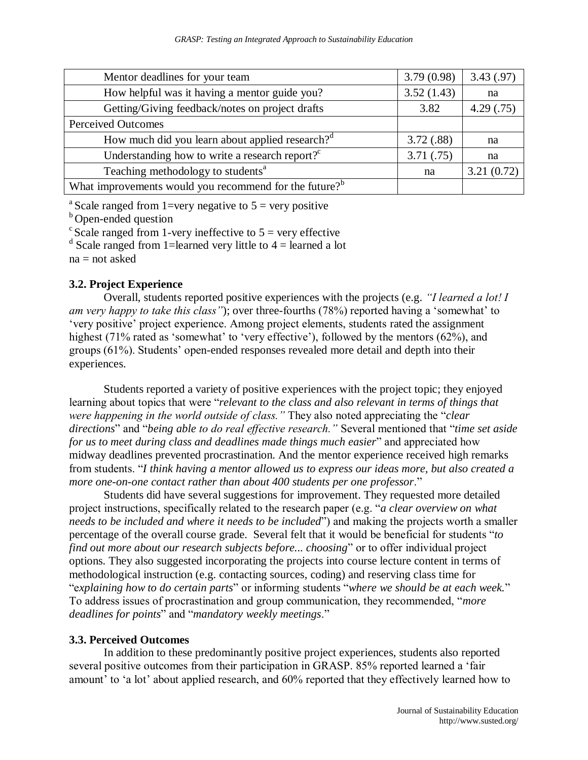| | | |
|---|---|---|
| Mentor deadlines for your team | 3.79 (0.98) | 3.43 (.97) |
| How helpful was it having a mentor guide you? | 3.52 (1.43) | na |
| Getting/Giving feedback/notes on project drafts | 3.82 | 4.29 (.75) |
| Perceived Outcomes | | |
| How much did you learn about applied research?[d] | 3.72 (.88) | na |
| Understanding how to write a research report?[c] | 3.71 (.75) | na |
| Teaching methodology to students[a] | na | 3.21 (0.72) |
| What improvements would you recommend for the future?[b] | | |

[a] Scale ranged from 1=very negative to 5 = very positive
[b] Open-ended question
[c] Scale ranged from 1-very ineffective to 5 = very effective
[d] Scale ranged from 1=learned very little to 4 = learned a lot
na = not asked

### 3.2. Project Experience

Overall, students reported positive experiences with the projects (e.g. *"I learned a lot! I am very happy to take this class"*); over three-fourths (78%) reported having a 'somewhat' to 'very positive' project experience. Among project elements, students rated the assignment highest (71% rated as 'somewhat' to 'very effective'), followed by the mentors (62%), and groups (61%). Students' open-ended responses revealed more detail and depth into their experiences.

Students reported a variety of positive experiences with the project topic; they enjoyed learning about topics that were "*relevant to the class and also relevant in terms of things that were happening in the world outside of class."* They also noted appreciating the "*clear directions*" and "*being able to do real effective research."* Several mentioned that "*time set aside for us to meet during class and deadlines made things much easier*" and appreciated how midway deadlines prevented procrastination. And the mentor experience received high remarks from students. "*I think having a mentor allowed us to express our ideas more, but also created a more one-on-one contact rather than about 400 students per one professor*."

Students did have several suggestions for improvement. They requested more detailed project instructions, specifically related to the research paper (e.g. "*a clear overview on what needs to be included and where it needs to be included*") and making the projects worth a smaller percentage of the overall course grade. Several felt that it would be beneficial for students "*to find out more about our research subjects before... choosing*" or to offer individual project options. They also suggested incorporating the projects into course lecture content in terms of methodological instruction (e.g. contacting sources, coding) and reserving class time for "*explaining how to do certain parts*" or informing students "*where we should be at each week.*" To address issues of procrastination and group communication, they recommended, "*more deadlines for points*" and "*mandatory weekly meetings*."

### 3.3. Perceived Outcomes

In addition to these predominantly positive project experiences, students also reported several positive outcomes from their participation in GRASP. 85% reported learned a 'fair amount' to 'a lot' about applied research, and 60% reported that they effectively learned how to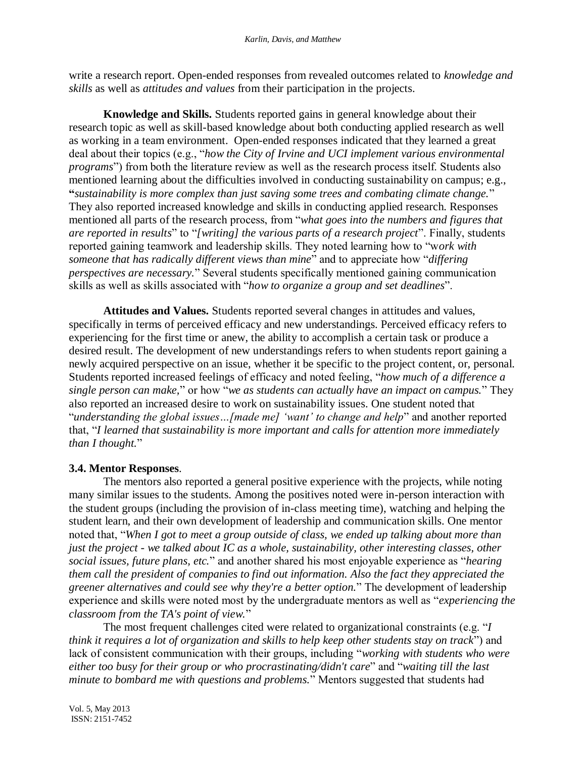write a research report. Open-ended responses from revealed outcomes related to *knowledge and skills* as well as *attitudes and values* from their participation in the projects.

**Knowledge and Skills.** Students reported gains in general knowledge about their research topic as well as skill-based knowledge about both conducting applied research as well as working in a team environment. Open-ended responses indicated that they learned a great deal about their topics (e.g., "*how the City of Irvine and UCI implement various environmental programs*") from both the literature review as well as the research process itself. Students also mentioned learning about the difficulties involved in conducting sustainability on campus; e.g., "*sustainability is more complex than just saving some trees and combating climate change.*" They also reported increased knowledge and skills in conducting applied research. Responses mentioned all parts of the research process, from "*what goes into the numbers and figures that are reported in results*" to "*[writing] the various parts of a research project*". Finally, students reported gaining teamwork and leadership skills. They noted learning how to "w*ork with someone that has radically different views than mine*" and to appreciate how "*differing perspectives are necessary.*" Several students specifically mentioned gaining communication skills as well as skills associated with "*how to organize a group and set deadlines*".

**Attitudes and Values.** Students reported several changes in attitudes and values, specifically in terms of perceived efficacy and new understandings. Perceived efficacy refers to experiencing for the first time or anew, the ability to accomplish a certain task or produce a desired result. The development of new understandings refers to when students report gaining a newly acquired perspective on an issue, whether it be specific to the project content, or, personal. Students reported increased feelings of efficacy and noted feeling, "*how much of a difference a single person can make,*" or how "*we as students can actually have an impact on campus.*" They also reported an increased desire to work on sustainability issues. One student noted that "*understanding the global issues…[made me] 'want' to change and help*" and another reported that, "*I learned that sustainability is more important and calls for attention more immediately than I thought.*"

### 3.4. Mentor Responses.

The mentors also reported a general positive experience with the projects, while noting many similar issues to the students. Among the positives noted were in-person interaction with the student groups (including the provision of in-class meeting time), watching and helping the student learn, and their own development of leadership and communication skills. One mentor noted that, "*When I got to meet a group outside of class, we ended up talking about more than just the project - we talked about IC as a whole, sustainability, other interesting classes, other social issues, future plans, etc.*" and another shared his most enjoyable experience as "*hearing them call the president of companies to find out information. Also the fact they appreciated the greener alternatives and could see why they're a better option.*" The development of leadership experience and skills were noted most by the undergraduate mentors as well as "*experiencing the classroom from the TA's point of view.*"

The most frequent challenges cited were related to organizational constraints (e.g. "*I think it requires a lot of organization and skills to help keep other students stay on track*") and lack of consistent communication with their groups, including "*working with students who were either too busy for their group or who procrastinating/didn't care*" and "*waiting till the last minute to bombard me with questions and problems.*" Mentors suggested that students had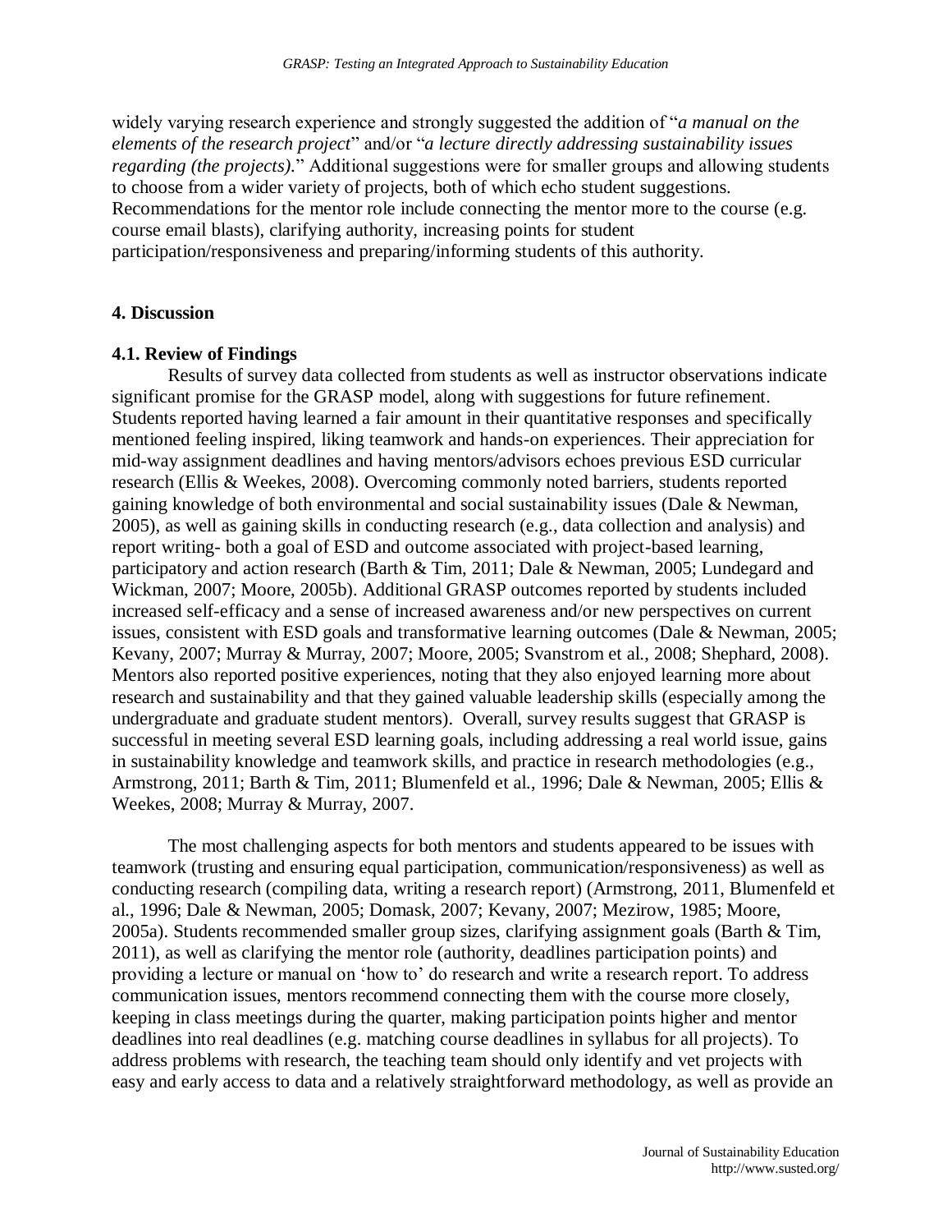widely varying research experience and strongly suggested the addition of "*a manual on the elements of the research project*" and/or "*a lecture directly addressing sustainability issues regarding (the projects).*" Additional suggestions were for smaller groups and allowing students to choose from a wider variety of projects, both of which echo student suggestions. Recommendations for the mentor role include connecting the mentor more to the course (e.g. course email blasts), clarifying authority, increasing points for student participation/responsiveness and preparing/informing students of this authority.

## 4. Discussion

### 4.1. Review of Findings

Results of survey data collected from students as well as instructor observations indicate significant promise for the GRASP model, along with suggestions for future refinement. Students reported having learned a fair amount in their quantitative responses and specifically mentioned feeling inspired, liking teamwork and hands-on experiences. Their appreciation for mid-way assignment deadlines and having mentors/advisors echoes previous ESD curricular research (Ellis & Weekes, 2008). Overcoming commonly noted barriers, students reported gaining knowledge of both environmental and social sustainability issues (Dale & Newman, 2005), as well as gaining skills in conducting research (e.g., data collection and analysis) and report writing- both a goal of ESD and outcome associated with project-based learning, participatory and action research (Barth & Tim, 2011; Dale & Newman, 2005; Lundegard and Wickman, 2007; Moore, 2005b). Additional GRASP outcomes reported by students included increased self-efficacy and a sense of increased awareness and/or new perspectives on current issues, consistent with ESD goals and transformative learning outcomes (Dale & Newman, 2005; Kevany, 2007; Murray & Murray, 2007; Moore, 2005; Svanstrom et al., 2008; Shephard, 2008). Mentors also reported positive experiences, noting that they also enjoyed learning more about research and sustainability and that they gained valuable leadership skills (especially among the undergraduate and graduate student mentors). Overall, survey results suggest that GRASP is successful in meeting several ESD learning goals, including addressing a real world issue, gains in sustainability knowledge and teamwork skills, and practice in research methodologies (e.g., Armstrong, 2011; Barth & Tim, 2011; Blumenfeld et al., 1996; Dale & Newman, 2005; Ellis & Weekes, 2008; Murray & Murray, 2007.

The most challenging aspects for both mentors and students appeared to be issues with teamwork (trusting and ensuring equal participation, communication/responsiveness) as well as conducting research (compiling data, writing a research report) (Armstrong, 2011, Blumenfeld et al., 1996; Dale & Newman, 2005; Domask, 2007; Kevany, 2007; Mezirow, 1985; Moore, 2005a). Students recommended smaller group sizes, clarifying assignment goals (Barth & Tim, 2011), as well as clarifying the mentor role (authority, deadlines participation points) and providing a lecture or manual on 'how to' do research and write a research report. To address communication issues, mentors recommend connecting them with the course more closely, keeping in class meetings during the quarter, making participation points higher and mentor deadlines into real deadlines (e.g. matching course deadlines in syllabus for all projects). To address problems with research, the teaching team should only identify and vet projects with easy and early access to data and a relatively straightforward methodology, as well as provide an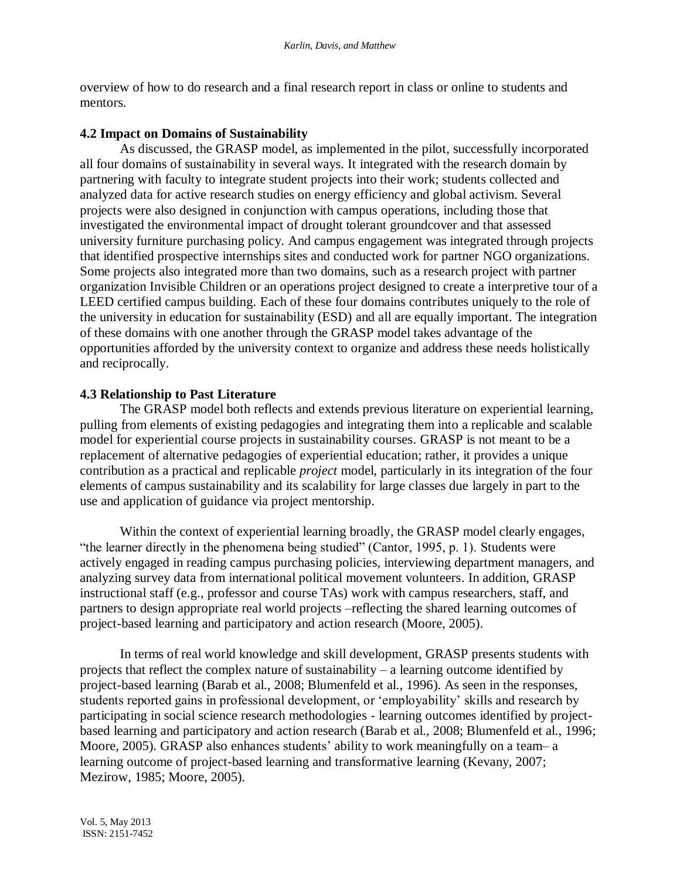overview of how to do research and a final research report in class or online to students and mentors.

### 4.2 Impact on Domains of Sustainability

As discussed, the GRASP model, as implemented in the pilot, successfully incorporated all four domains of sustainability in several ways. It integrated with the research domain by partnering with faculty to integrate student projects into their work; students collected and analyzed data for active research studies on energy efficiency and global activism. Several projects were also designed in conjunction with campus operations, including those that investigated the environmental impact of drought tolerant groundcover and that assessed university furniture purchasing policy. And campus engagement was integrated through projects that identified prospective internships sites and conducted work for partner NGO organizations. Some projects also integrated more than two domains, such as a research project with partner organization Invisible Children or an operations project designed to create a interpretive tour of a LEED certified campus building. Each of these four domains contributes uniquely to the role of the university in education for sustainability (ESD) and all are equally important. The integration of these domains with one another through the GRASP model takes advantage of the opportunities afforded by the university context to organize and address these needs holistically and reciprocally.

### 4.3 Relationship to Past Literature

The GRASP model both reflects and extends previous literature on experiential learning, pulling from elements of existing pedagogies and integrating them into a replicable and scalable model for experiential course projects in sustainability courses. GRASP is not meant to be a replacement of alternative pedagogies of experiential education; rather, it provides a unique contribution as a practical and replicable *project* model, particularly in its integration of the four elements of campus sustainability and its scalability for large classes due largely in part to the use and application of guidance via project mentorship.

Within the context of experiential learning broadly, the GRASP model clearly engages, "the learner directly in the phenomena being studied" (Cantor, 1995, p. 1). Students were actively engaged in reading campus purchasing policies, interviewing department managers, and analyzing survey data from international political movement volunteers. In addition, GRASP instructional staff (e.g., professor and course TAs) work with campus researchers, staff, and partners to design appropriate real world projects –reflecting the shared learning outcomes of project-based learning and participatory and action research (Moore, 2005).

In terms of real world knowledge and skill development, GRASP presents students with projects that reflect the complex nature of sustainability – a learning outcome identified by project-based learning (Barab et al., 2008; Blumenfeld et al., 1996). As seen in the responses, students reported gains in professional development, or 'employability' skills and research by participating in social science research methodologies - learning outcomes identified by project-based learning and participatory and action research (Barab et al., 2008; Blumenfeld et al., 1996; Moore, 2005). GRASP also enhances students' ability to work meaningfully on a team– a learning outcome of project-based learning and transformative learning (Kevany, 2007; Mezirow, 1985; Moore, 2005).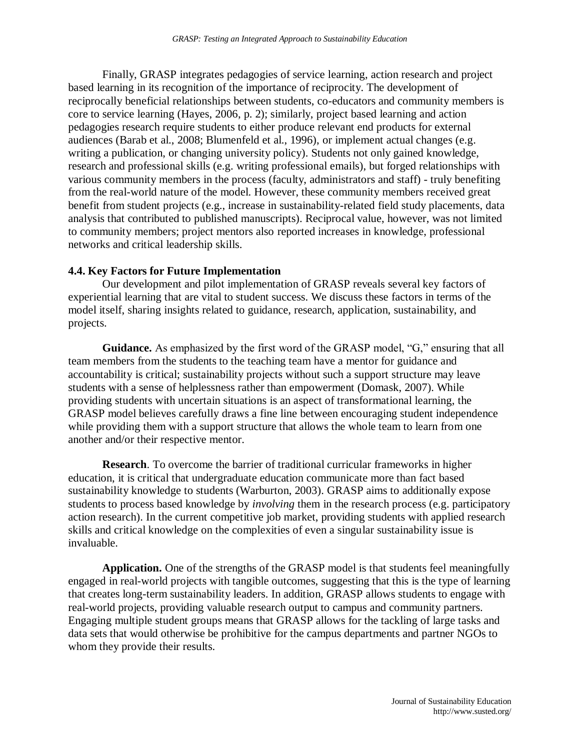Finally, GRASP integrates pedagogies of service learning, action research and project based learning in its recognition of the importance of reciprocity. The development of reciprocally beneficial relationships between students, co-educators and community members is core to service learning (Hayes, 2006, p. 2); similarly, project based learning and action pedagogies research require students to either produce relevant end products for external audiences (Barab et al., 2008; Blumenfeld et al., 1996), or implement actual changes (e.g. writing a publication, or changing university policy). Students not only gained knowledge, research and professional skills (e.g. writing professional emails), but forged relationships with various community members in the process (faculty, administrators and staff) - truly benefiting from the real-world nature of the model. However, these community members received great benefit from student projects (e.g., increase in sustainability-related field study placements, data analysis that contributed to published manuscripts). Reciprocal value, however, was not limited to community members; project mentors also reported increases in knowledge, professional networks and critical leadership skills.

### 4.4. Key Factors for Future Implementation

Our development and pilot implementation of GRASP reveals several key factors of experiential learning that are vital to student success. We discuss these factors in terms of the model itself, sharing insights related to guidance, research, application, sustainability, and projects.

**Guidance.** As emphasized by the first word of the GRASP model, "G," ensuring that all team members from the students to the teaching team have a mentor for guidance and accountability is critical; sustainability projects without such a support structure may leave students with a sense of helplessness rather than empowerment (Domask, 2007). While providing students with uncertain situations is an aspect of transformational learning, the GRASP model believes carefully draws a fine line between encouraging student independence while providing them with a support structure that allows the whole team to learn from one another and/or their respective mentor.

**Research**. To overcome the barrier of traditional curricular frameworks in higher education, it is critical that undergraduate education communicate more than fact based sustainability knowledge to students (Warburton, 2003). GRASP aims to additionally expose students to process based knowledge by *involving* them in the research process (e.g. participatory action research). In the current competitive job market, providing students with applied research skills and critical knowledge on the complexities of even a singular sustainability issue is invaluable.

**Application.** One of the strengths of the GRASP model is that students feel meaningfully engaged in real-world projects with tangible outcomes, suggesting that this is the type of learning that creates long-term sustainability leaders. In addition, GRASP allows students to engage with real-world projects, providing valuable research output to campus and community partners. Engaging multiple student groups means that GRASP allows for the tackling of large tasks and data sets that would otherwise be prohibitive for the campus departments and partner NGOs to whom they provide their results.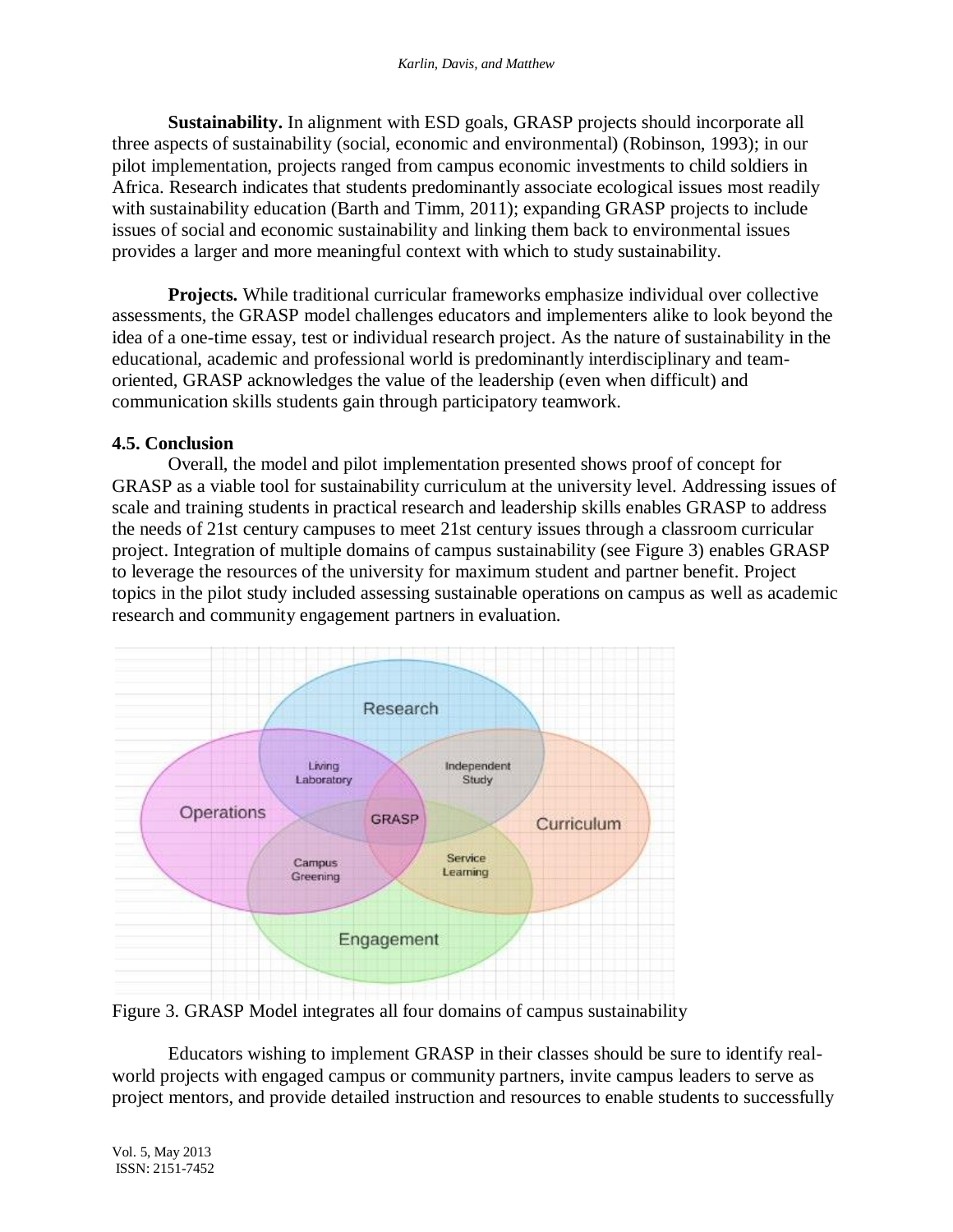**Sustainability.** In alignment with ESD goals, GRASP projects should incorporate all three aspects of sustainability (social, economic and environmental) (Robinson, 1993); in our pilot implementation, projects ranged from campus economic investments to child soldiers in Africa. Research indicates that students predominantly associate ecological issues most readily with sustainability education (Barth and Timm, 2011); expanding GRASP projects to include issues of social and economic sustainability and linking them back to environmental issues provides a larger and more meaningful context with which to study sustainability.

**Projects.** While traditional curricular frameworks emphasize individual over collective assessments, the GRASP model challenges educators and implementers alike to look beyond the idea of a one-time essay, test or individual research project. As the nature of sustainability in the educational, academic and professional world is predominantly interdisciplinary and team-oriented, GRASP acknowledges the value of the leadership (even when difficult) and communication skills students gain through participatory teamwork.

### 4.5. Conclusion

Overall, the model and pilot implementation presented shows proof of concept for GRASP as a viable tool for sustainability curriculum at the university level. Addressing issues of scale and training students in practical research and leadership skills enables GRASP to address the needs of 21st century campuses to meet 21st century issues through a classroom curricular project. Integration of multiple domains of campus sustainability (see Figure 3) enables GRASP to leverage the resources of the university for maximum student and partner benefit. Project topics in the pilot study included assessing sustainable operations on campus as well as academic research and community engagement partners in evaluation.

Figure 3. GRASP Model integrates all four domains of campus sustainability

Educators wishing to implement GRASP in their classes should be sure to identify real-world projects with engaged campus or community partners, invite campus leaders to serve as project mentors, and provide detailed instruction and resources to enable students to successfully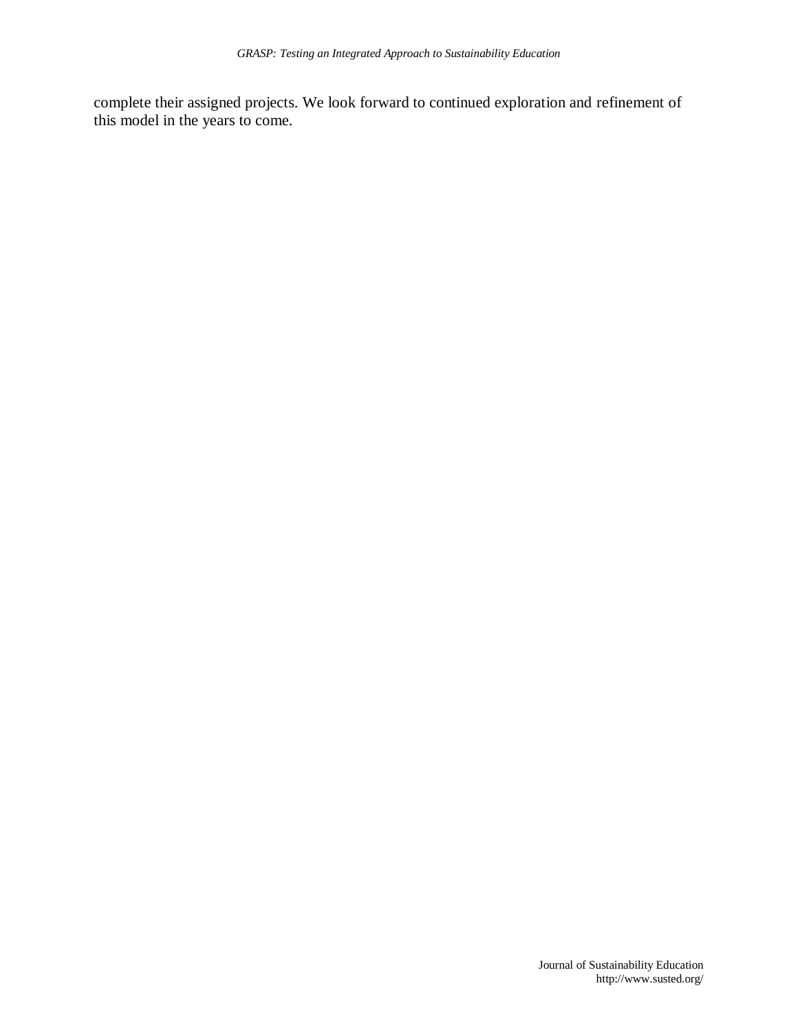complete their assigned projects. We look forward to continued exploration and refinement of this model in the years to come.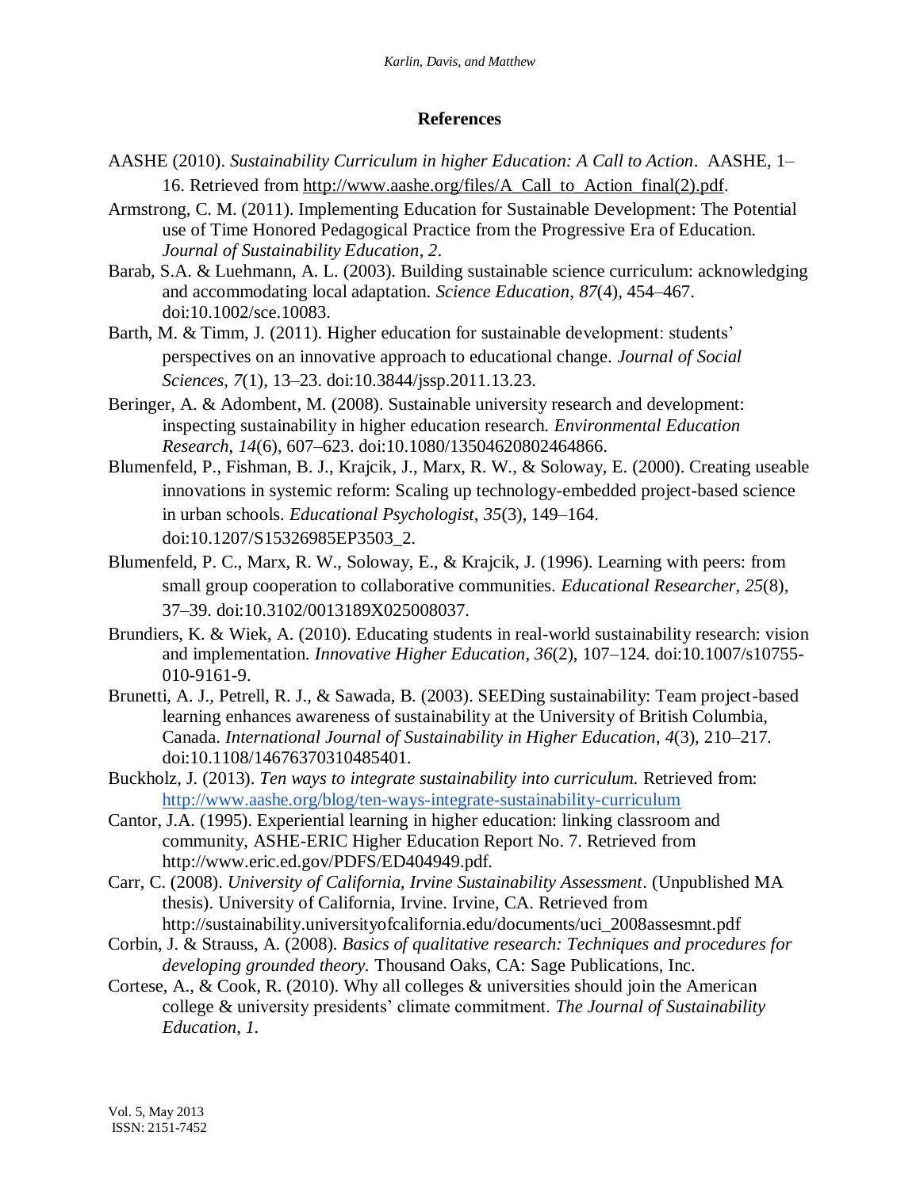## References

AASHE (2010). *Sustainability Curriculum in higher Education: A Call to Action*. AASHE, 1–16. Retrieved from http://www.aashe.org/files/A_Call_to_Action_final(2).pdf.

Armstrong, C. M. (2011). Implementing Education for Sustainable Development: The Potential use of Time Honored Pedagogical Practice from the Progressive Era of Education. *Journal of Sustainability Education*, *2*.

Barab, S.A. & Luehmann, A. L. (2003). Building sustainable science curriculum: acknowledging and accommodating local adaptation. *Science Education*, *87*(4), 454–467. doi:10.1002/sce.10083.

Barth, M. & Timm, J. (2011). Higher education for sustainable development: students' perspectives on an innovative approach to educational change. *Journal of Social Sciences*, *7*(1), 13–23. doi:10.3844/jssp.2011.13.23.

Beringer, A. & Adombent, M. (2008). Sustainable university research and development: inspecting sustainability in higher education research. *Environmental Education Research*, *14*(6), 607–623. doi:10.1080/13504620802464866.

Blumenfeld, P., Fishman, B. J., Krajcik, J., Marx, R. W., & Soloway, E. (2000). Creating useable innovations in systemic reform: Scaling up technology-embedded project-based science in urban schools. *Educational Psychologist*, *35*(3), 149–164. doi:10.1207/S15326985EP3503_2.

Blumenfeld, P. C., Marx, R. W., Soloway, E., & Krajcik, J. (1996). Learning with peers: from small group cooperation to collaborative communities. *Educational Researcher*, *25*(8), 37–39. doi:10.3102/0013189X025008037.

Brundiers, K. & Wiek, A. (2010). Educating students in real-world sustainability research: vision and implementation. *Innovative Higher Education*, *36*(2), 107–124. doi:10.1007/s10755-010-9161-9.

Brunetti, A. J., Petrell, R. J., & Sawada, B. (2003). SEEDing sustainability: Team project-based learning enhances awareness of sustainability at the University of British Columbia, Canada. *International Journal of Sustainability in Higher Education*, *4*(3), 210–217. doi:10.1108/14676370310485401.

Buckholz, J. (2013). *Ten ways to integrate sustainability into curriculum.* Retrieved from: http://www.aashe.org/blog/ten-ways-integrate-sustainability-curriculum

Cantor, J.A. (1995). Experiential learning in higher education: linking classroom and community, ASHE-ERIC Higher Education Report No. 7. Retrieved from http://www.eric.ed.gov/PDFS/ED404949.pdf.

Carr, C. (2008). *University of California, Irvine Sustainability Assessment*. (Unpublished MA thesis). University of California, Irvine. Irvine, CA. Retrieved from http://sustainability.universityofcalifornia.edu/documents/uci_2008assesmnt.pdf

Corbin, J. & Strauss, A. (2008). *Basics of qualitative research: Techniques and procedures for developing grounded theory.* Thousand Oaks, CA: Sage Publications, Inc.

Cortese, A., & Cook, R. (2010). Why all colleges & universities should join the American college & university presidents' climate commitment. *The Journal of Sustainability Education*, *1*.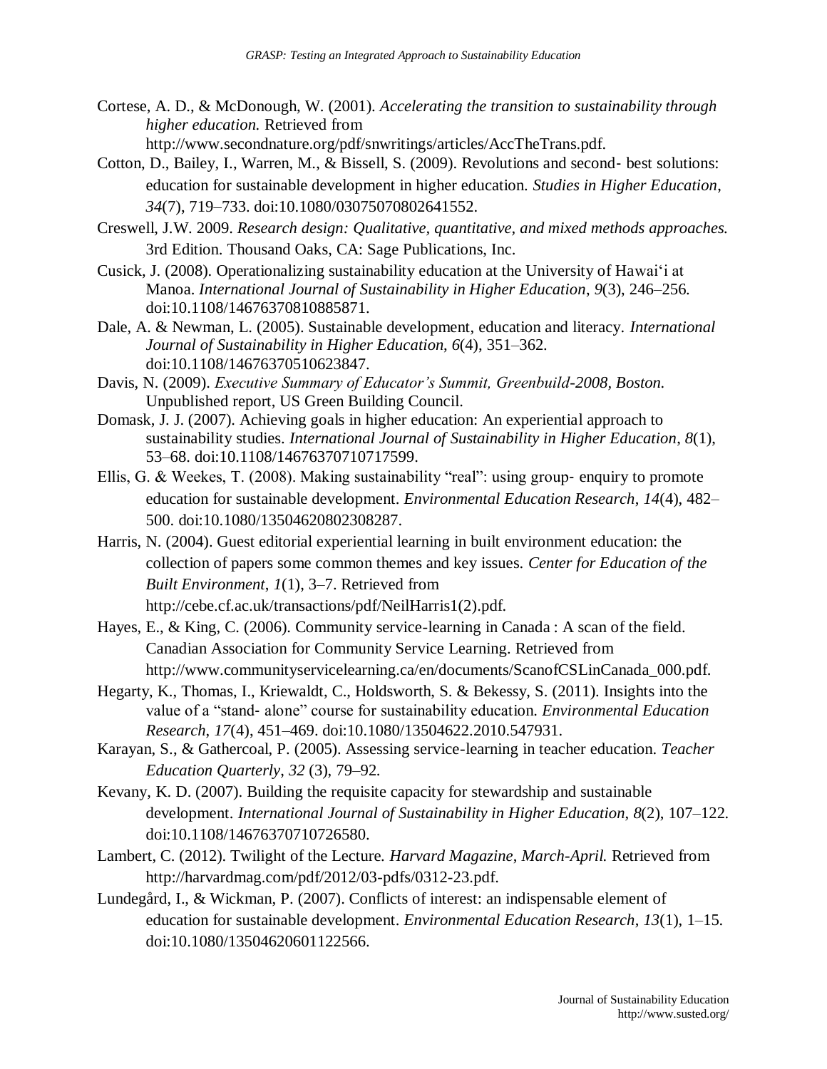Cortese, A. D., & McDonough, W. (2001). *Accelerating the transition to sustainability through higher education.* Retrieved from http://www.secondnature.org/pdf/snwritings/articles/AccTheTrans.pdf.

Cotton, D., Bailey, I., Warren, M., & Bissell, S. (2009). Revolutions and second‐ best solutions: education for sustainable development in higher education. *Studies in Higher Education*, *34*(7), 719–733. doi:10.1080/03075070802641552.

Creswell, J.W. 2009. *Research design: Qualitative, quantitative, and mixed methods approaches.* 3rd Edition. Thousand Oaks, CA: Sage Publications, Inc.

Cusick, J. (2008). Operationalizing sustainability education at the University of Hawai'i at Manoa. *International Journal of Sustainability in Higher Education*, *9*(3), 246–256. doi:10.1108/14676370810885871.

Dale, A. & Newman, L. (2005). Sustainable development, education and literacy. *International Journal of Sustainability in Higher Education*, *6*(4), 351–362. doi:10.1108/14676370510623847.

Davis, N. (2009). *Executive Summary of Educator's Summit, Greenbuild-2008, Boston.* Unpublished report, US Green Building Council.

Domask, J. J. (2007). Achieving goals in higher education: An experiential approach to sustainability studies. *International Journal of Sustainability in Higher Education*, *8*(1), 53–68. doi:10.1108/14676370710717599.

Ellis, G. & Weekes, T. (2008). Making sustainability "real": using group‐ enquiry to promote education for sustainable development. *Environmental Education Research*, *14*(4), 482–500. doi:10.1080/13504620802308287.

Harris, N. (2004). Guest editorial experiential learning in built environment education: the collection of papers some common themes and key issues. *Center for Education of the Built Environment*, *1*(1), 3–7. Retrieved from http://cebe.cf.ac.uk/transactions/pdf/NeilHarris1(2).pdf.

Hayes, E., & King, C. (2006). Community service-learning in Canada : A scan of the field. Canadian Association for Community Service Learning. Retrieved from http://www.communityservicelearning.ca/en/documents/ScanofCSLinCanada_000.pdf.

Hegarty, K., Thomas, I., Kriewaldt, C., Holdsworth, S. & Bekessy, S. (2011). Insights into the value of a "stand‐ alone" course for sustainability education. *Environmental Education Research*, *17*(4), 451–469. doi:10.1080/13504622.2010.547931.

Karayan, S., & Gathercoal, P. (2005). Assessing service-learning in teacher education. *Teacher Education Quarterly*, *32* (3), 79–92.

Kevany, K. D. (2007). Building the requisite capacity for stewardship and sustainable development. *International Journal of Sustainability in Higher Education*, *8*(2), 107–122. doi:10.1108/14676370710726580.

Lambert, C. (2012). Twilight of the Lecture. *Harvard Magazine*, *March-April.* Retrieved from http://harvardmag.com/pdf/2012/03-pdfs/0312-23.pdf.

Lundegård, I., & Wickman, P. (2007). Conflicts of interest: an indispensable element of education for sustainable development. *Environmental Education Research*, *13*(1), 1–15. doi:10.1080/13504620601122566.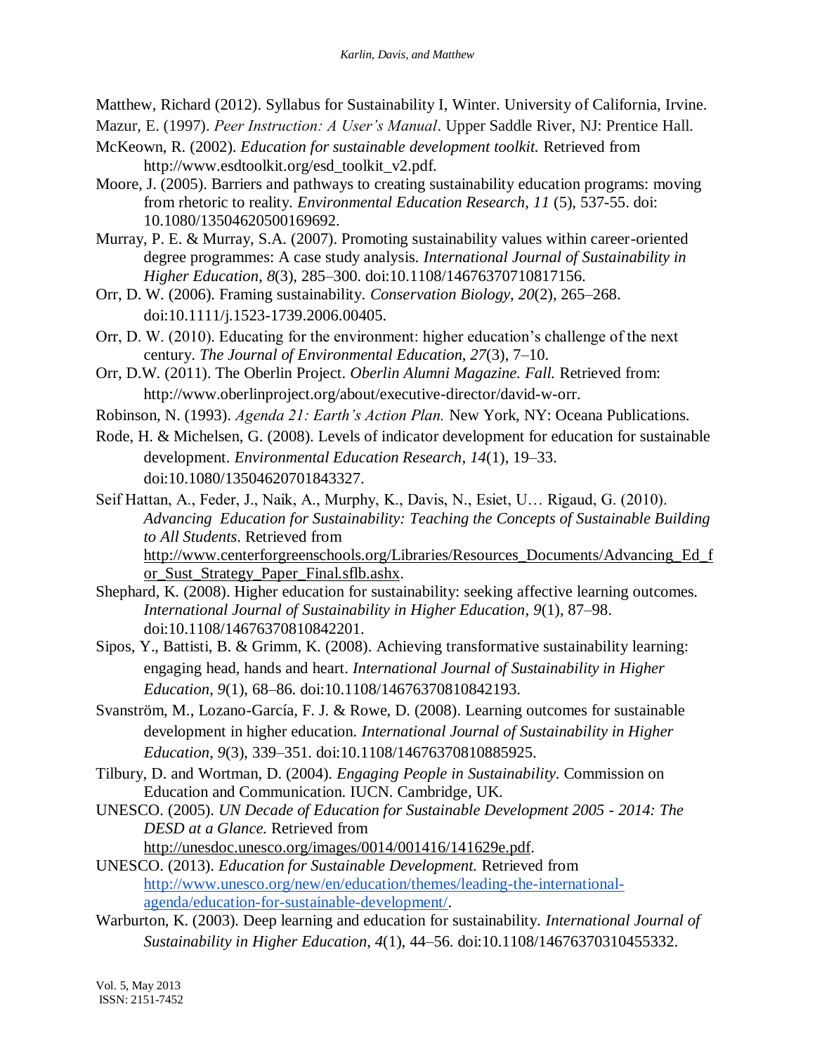Matthew, Richard (2012). Syllabus for Sustainability I, Winter. University of California, Irvine.

Mazur, E. (1997). *Peer Instruction: A User's Manual*. Upper Saddle River, NJ: Prentice Hall.

McKeown, R. (2002). *Education for sustainable development toolkit.* Retrieved from http://www.esdtoolkit.org/esd_toolkit_v2.pdf.

Moore, J. (2005). Barriers and pathways to creating sustainability education programs: moving from rhetoric to reality. *Environmental Education Research, 11* (5), 537-55. doi: 10.1080/13504620500169692.

Murray, P. E. & Murray, S.A. (2007). Promoting sustainability values within career-oriented degree programmes: A case study analysis. *International Journal of Sustainability in Higher Education*, *8*(3), 285–300. doi:10.1108/14676370710817156.

Orr, D. W. (2006). Framing sustainability. *Conservation Biology*, *20*(2), 265–268. doi:10.1111/j.1523-1739.2006.00405.

Orr, D. W. (2010). Educating for the environment: higher education's challenge of the next century. *The Journal of Environmental Education*, *27*(3), 7–10.

Orr, D.W. (2011). The Oberlin Project. *Oberlin Alumni Magazine. Fall.* Retrieved from: http://www.oberlinproject.org/about/executive-director/david-w-orr.

Robinson, N. (1993). *Agenda 21: Earth's Action Plan.* New York, NY: Oceana Publications.

Rode, H. & Michelsen, G. (2008). Levels of indicator development for education for sustainable development. *Environmental Education Research*, *14*(1), 19–33. doi:10.1080/13504620701843327.

Seif Hattan, A., Feder, J., Naik, A., Murphy, K., Davis, N., Esiet, U… Rigaud, G. (2010). *Advancing Education for Sustainability: Teaching the Concepts of Sustainable Building to All Students*. Retrieved from http://www.centerforgreenschools.org/Libraries/Resources_Documents/Advancing_Ed_for_Sust_Strategy_Paper_Final.sflb.ashx.

Shephard, K. (2008). Higher education for sustainability: seeking affective learning outcomes. *International Journal of Sustainability in Higher Education*, *9*(1), 87–98. doi:10.1108/14676370810842201.

Sipos, Y., Battisti, B. & Grimm, K. (2008). Achieving transformative sustainability learning: engaging head, hands and heart. *International Journal of Sustainability in Higher Education*, *9*(1), 68–86. doi:10.1108/14676370810842193.

Svanström, M., Lozano-García, F. J. & Rowe, D. (2008). Learning outcomes for sustainable development in higher education. *International Journal of Sustainability in Higher Education*, *9*(3), 339–351. doi:10.1108/14676370810885925.

Tilbury, D. and Wortman, D. (2004). *Engaging People in Sustainability*. Commission on Education and Communication. IUCN. Cambridge, UK.

UNESCO. (2005). *UN Decade of Education for Sustainable Development 2005 - 2014: The DESD at a Glance.* Retrieved from http://unesdoc.unesco.org/images/0014/001416/141629e.pdf.

UNESCO. (2013). *Education for Sustainable Development.* Retrieved from http://www.unesco.org/new/en/education/themes/leading-the-international-agenda/education-for-sustainable-development/.

Warburton, K. (2003). Deep learning and education for sustainability. *International Journal of Sustainability in Higher Education*, *4*(1), 44–56. doi:10.1108/14676370310455332.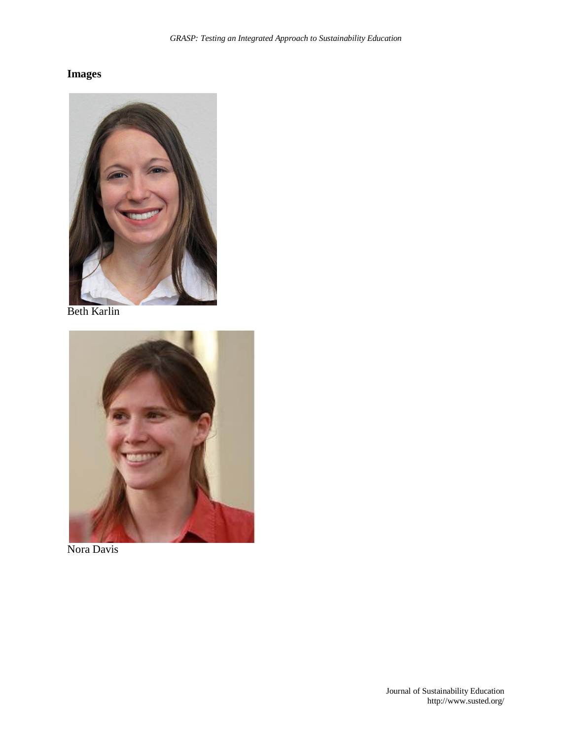## Images

Beth Karlin

Nora Davis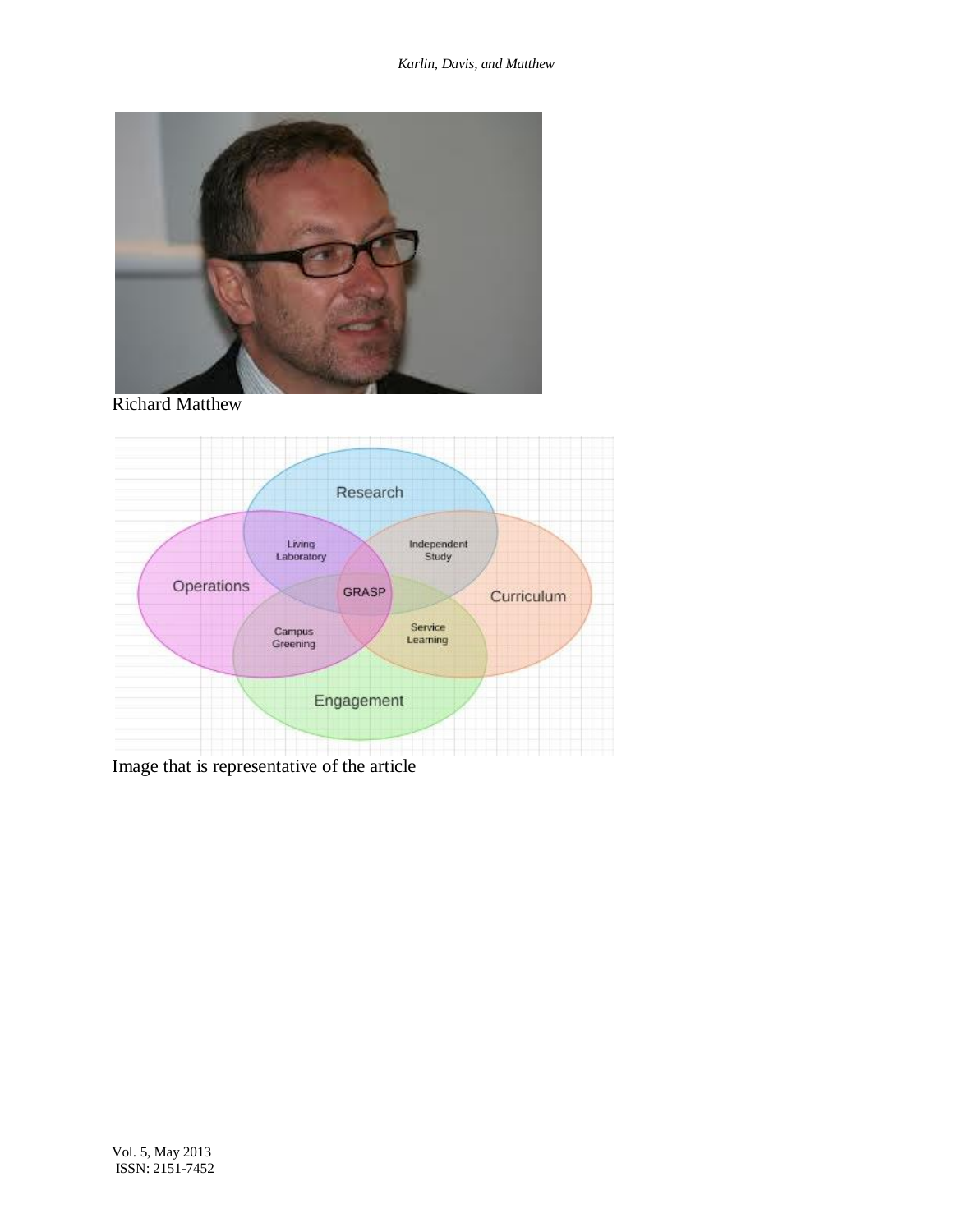Richard Matthew

Research

Living Laboratory

Independent Study

Operations

GRASP

Curriculum

Campus Greening

Service Learning

Engagement

Image that is representative of the article